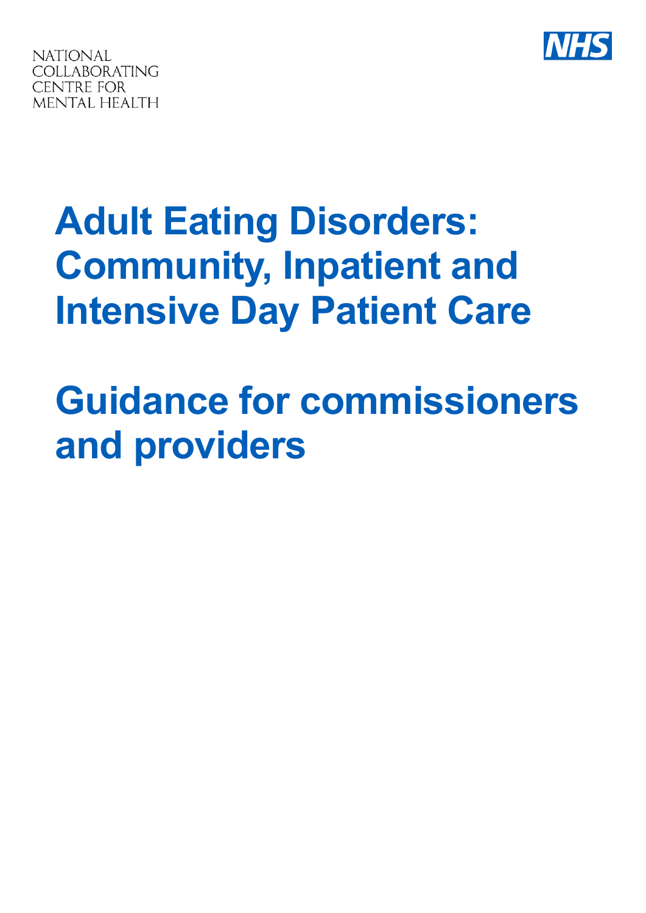NATIONAL COLLABORATING CENTRE FOR MENTAL HEALTH

NHS

# Adult Eating Disorders: Community, Inpatient and Intensive Day Patient Care

# Guidance for commissioners and providers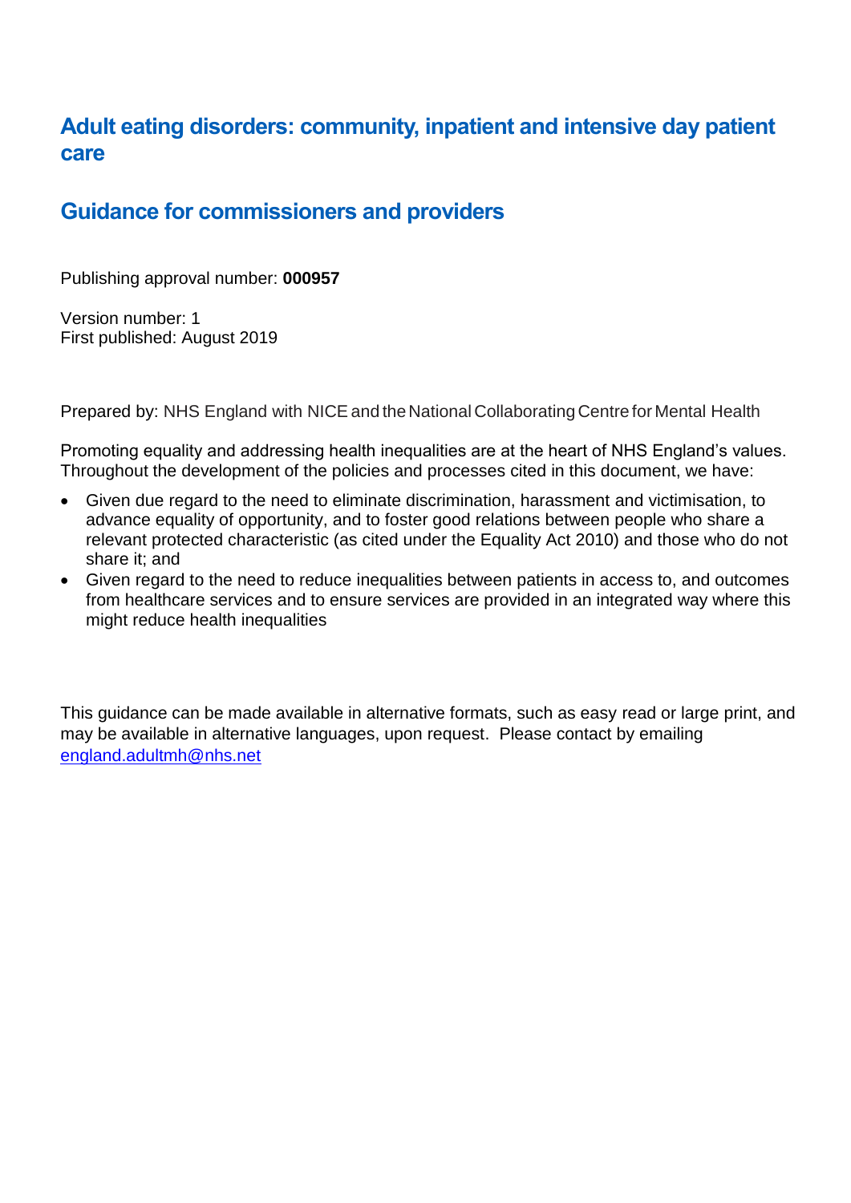# Adult eating disorders: community, inpatient and intensive day patient care

## Guidance for commissioners and providers

Publishing approval number: **000957**

Version number: 1
First published: August 2019

Prepared by: NHS England with NICE and the National Collaborating Centre for Mental Health

Promoting equality and addressing health inequalities are at the heart of NHS England's values. Throughout the development of the policies and processes cited in this document, we have:

- Given due regard to the need to eliminate discrimination, harassment and victimisation, to advance equality of opportunity, and to foster good relations between people who share a relevant protected characteristic (as cited under the Equality Act 2010) and those who do not share it; and
- Given regard to the need to reduce inequalities between patients in access to, and outcomes from healthcare services and to ensure services are provided in an integrated way where this might reduce health inequalities

This guidance can be made available in alternative formats, such as easy read or large print, and may be available in alternative languages, upon request. Please contact by emailing england.adultmh@nhs.net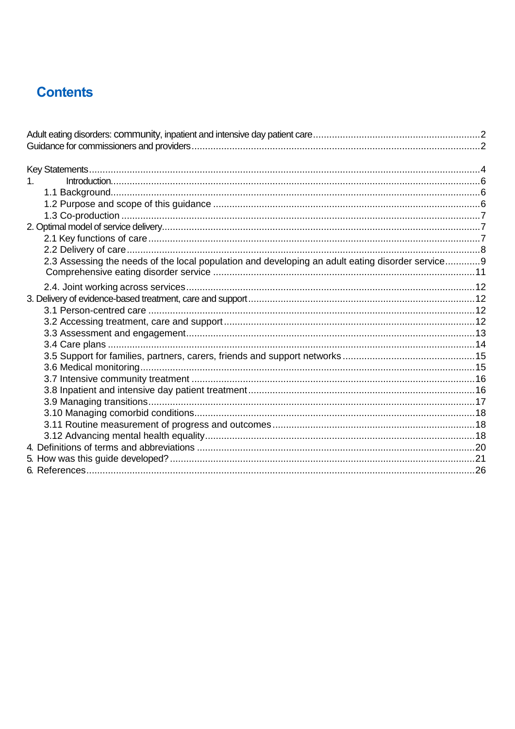# Contents

Adult eating disorders: community, inpatient and intensive day patient care ........................................................ 2
Guidance for commissioners and providers ........................................................................................................ 2

Key Statements ...................................................................................................................................................... 4
1. Introduction ......................................................................................................................................................... 6
   1.1 Background .................................................................................................................................................... 6
   1.2 Purpose and scope of this guidance ............................................................................................................. 6
   1.3 Co-production ................................................................................................................................................ 7
2. Optimal model of service delivery ....................................................................................................................... 7
   2.1 Key functions of care ..................................................................................................................................... 7
   2.2 Delivery of care .............................................................................................................................................. 8
   2.3 Assessing the needs of the local population and developing an adult eating disorder service ............ 9
   Comprehensive eating disorder service .......................................................................................................... 11
   2.4. Joint working across services ...................................................................................................................... 12
3. Delivery of evidence-based treatment, care and support ................................................................................. 12
   3.1 Person-centred care ..................................................................................................................................... 12
   3.2 Accessing treatment, care and support ........................................................................................................ 12
   3.3 Assessment and engagement ...................................................................................................................... 13
   3.4 Care plans .................................................................................................................................................... 14
   3.5 Support for families, partners, carers, friends and support networks ......................................................... 15
   3.6 Medical monitoring ........................................................................................................................................ 15
   3.7 Intensive community treatment .................................................................................................................... 16
   3.8 Inpatient and intensive day patient treatment ............................................................................................... 16
   3.9 Managing transitions ..................................................................................................................................... 17
   3.10 Managing comorbid conditions ................................................................................................................... 18
   3.11 Routine measurement of progress and outcomes ...................................................................................... 18
   3.12 Advancing mental health equality ............................................................................................................... 18
4. Definitions of terms and abbreviations .............................................................................................................. 20
5. How was this guide developed? ........................................................................................................................ 21
6. References ......................................................................................................................................................... 26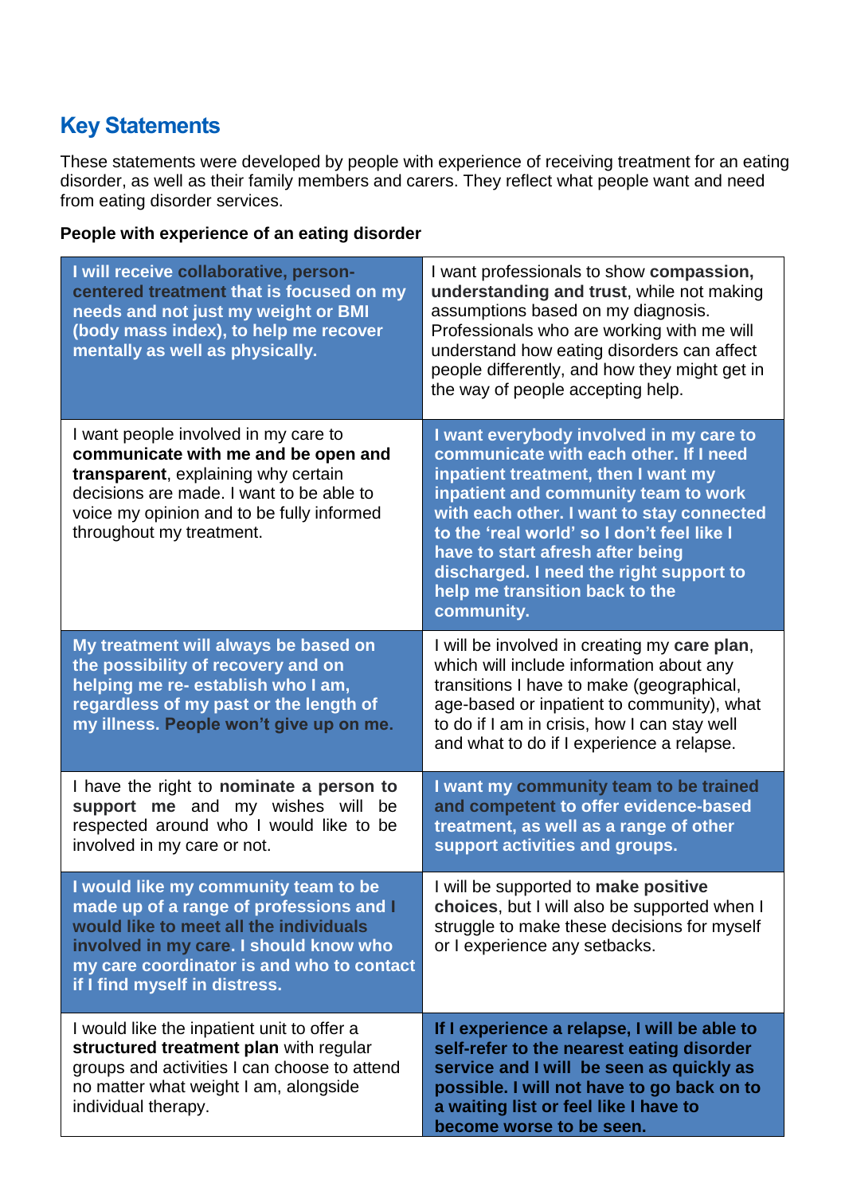## Key Statements

These statements were developed by people with experience of receiving treatment for an eating disorder, as well as their family members and carers. They reflect what people want and need from eating disorder services.

**People with experience of an eating disorder**

| | |
|---|---|
| **I will receive collaborative, person-centered treatment that is focused on my needs and not just my weight or BMI (body mass index), to help me recover mentally as well as physically.** | I want professionals to show **compassion, understanding and trust**, while not making assumptions based on my diagnosis. Professionals who are working with me will understand how eating disorders can affect people differently, and how they might get in the way of people accepting help. |
| I want people involved in my care to **communicate with me and be open and transparent**, explaining why certain decisions are made. I want to be able to voice my opinion and to be fully informed throughout my treatment. | **I want everybody involved in my care to communicate with each other. If I need inpatient treatment, then I want my inpatient and community team to work with each other. I want to stay connected to the 'real world' so I don't feel like I have to start afresh after being discharged. I need the right support to help me transition back to the community.** |
| **My treatment will always be based on the possibility of recovery and on helping me re- establish who I am, regardless of my past or the length of my illness. People won't give up on me.** | I will be involved in creating my **care plan**, which will include information about any transitions I have to make (geographical, age-based or inpatient to community), what to do if I am in crisis, how I can stay well and what to do if I experience a relapse. |
| I have the right to **nominate a person to support me** and my wishes will be respected around who I would like to be involved in my care or not. | **I want my community team to be trained and competent to offer evidence-based treatment, as well as a range of other support activities and groups.** |
| **I would like my community team to be made up of a range of professions and I would like to meet all the individuals involved in my care. I should know who my care coordinator is and who to contact if I find myself in distress.** | I will be supported to **make positive choices**, but I will also be supported when I struggle to make these decisions for myself or I experience any setbacks. |
| I would like the inpatient unit to offer a **structured treatment plan** with regular groups and activities I can choose to attend no matter what weight I am, alongside individual therapy. | **If I experience a relapse, I will be able to self-refer to the nearest eating disorder service and I will be seen as quickly as possible. I will not have to go back on to a waiting list or feel like I have to become worse to be seen.** |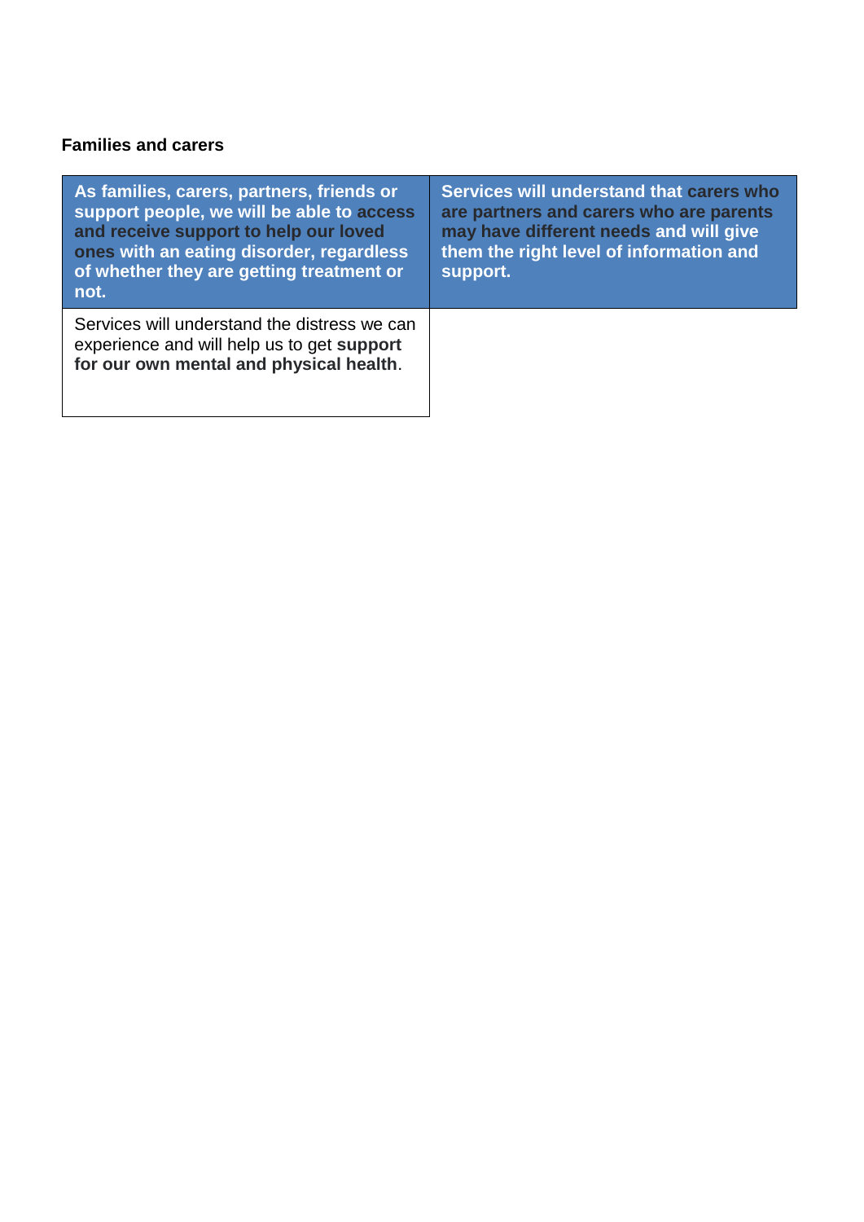**Families and carers**

| As families, carers, partners, friends or support people, we will be able to access and receive support to help our loved ones with an eating disorder, regardless of whether they are getting treatment or not. | Services will understand that carers who are partners and carers who are parents may have different needs and will give them the right level of information and support. |
| --- | --- |
| Services will understand the distress we can experience and will help us to get **support for our own mental and physical health**. | |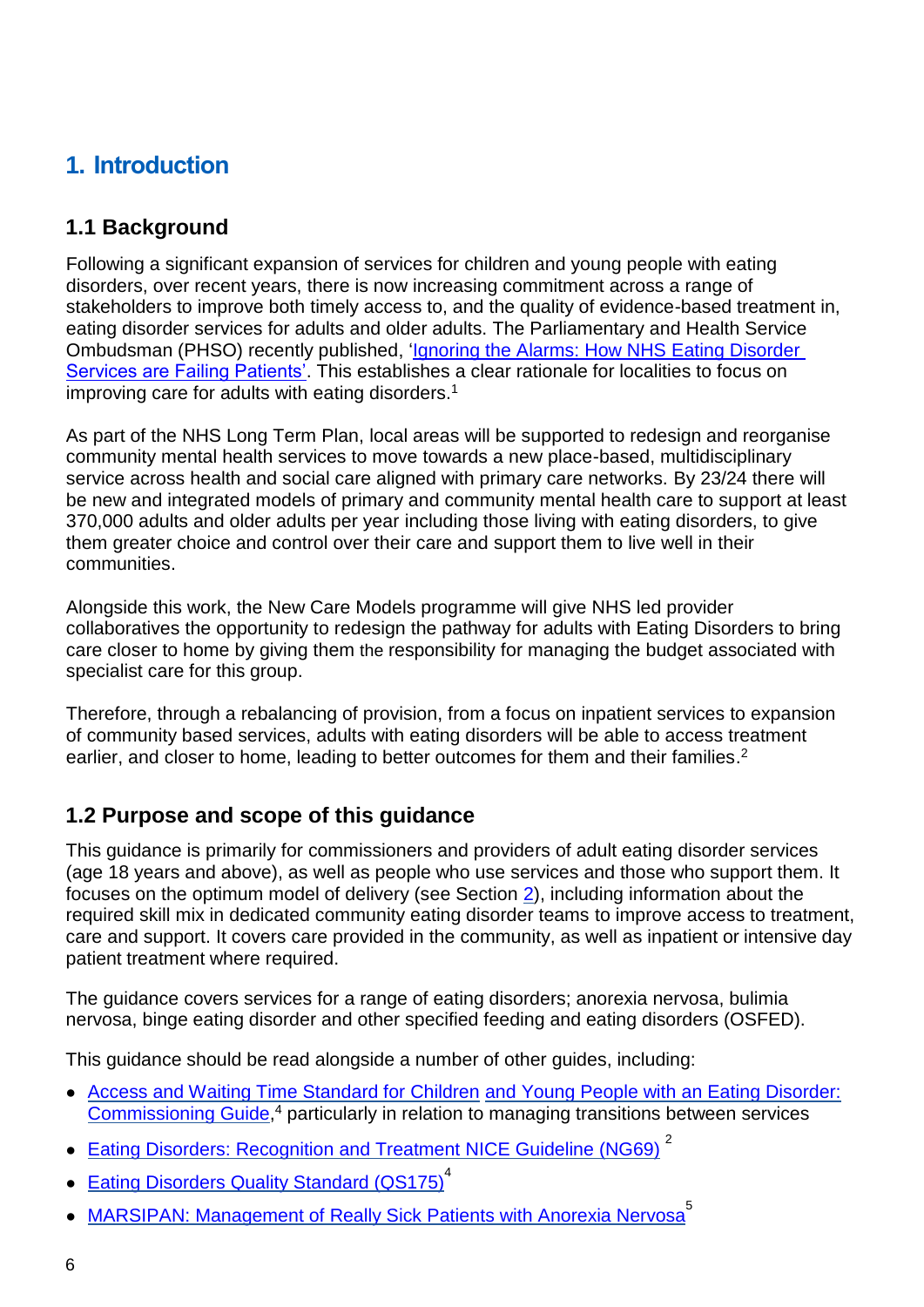# 1. Introduction

## 1.1 Background

Following a significant expansion of services for children and young people with eating disorders, over recent years, there is now increasing commitment across a range of stakeholders to improve both timely access to, and the quality of evidence-based treatment in, eating disorder services for adults and older adults. The Parliamentary and Health Service Ombudsman (PHSO) recently published, 'Ignoring the Alarms: How NHS Eating Disorder Services are Failing Patients'. This establishes a clear rationale for localities to focus on improving care for adults with eating disorders.[1]

As part of the NHS Long Term Plan, local areas will be supported to redesign and reorganise community mental health services to move towards a new place-based, multidisciplinary service across health and social care aligned with primary care networks. By 23/24 there will be new and integrated models of primary and community mental health care to support at least 370,000 adults and older adults per year including those living with eating disorders, to give them greater choice and control over their care and support them to live well in their communities.

Alongside this work, the New Care Models programme will give NHS led provider collaboratives the opportunity to redesign the pathway for adults with Eating Disorders to bring care closer to home by giving them the responsibility for managing the budget associated with specialist care for this group.

Therefore, through a rebalancing of provision, from a focus on inpatient services to expansion of community based services, adults with eating disorders will be able to access treatment earlier, and closer to home, leading to better outcomes for them and their families.[2]

## 1.2 Purpose and scope of this guidance

This guidance is primarily for commissioners and providers of adult eating disorder services (age 18 years and above), as well as people who use services and those who support them. It focuses on the optimum model of delivery (see Section 2), including information about the required skill mix in dedicated community eating disorder teams to improve access to treatment, care and support. It covers care provided in the community, as well as inpatient or intensive day patient treatment where required.

The guidance covers services for a range of eating disorders; anorexia nervosa, bulimia nervosa, binge eating disorder and other specified feeding and eating disorders (OSFED).

This guidance should be read alongside a number of other guides, including:

- Access and Waiting Time Standard for Children and Young People with an Eating Disorder: Commissioning Guide,[4] particularly in relation to managing transitions between services
- Eating Disorders: Recognition and Treatment NICE Guideline (NG69) [2]
- Eating Disorders Quality Standard (QS175)[4]
- MARSIPAN: Management of Really Sick Patients with Anorexia Nervosa[5]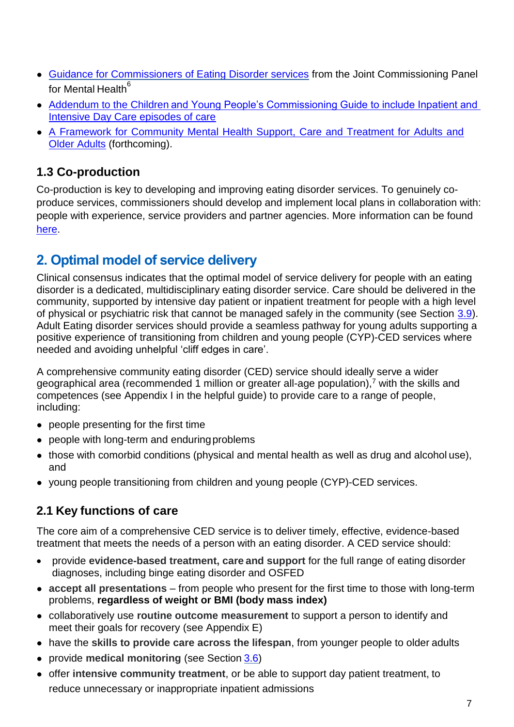- Guidance for Commissioners of Eating Disorder services from the Joint Commissioning Panel for Mental Health[6]
- Addendum to the Children and Young People's Commissioning Guide to include Inpatient and Intensive Day Care episodes of care
- A Framework for Community Mental Health Support, Care and Treatment for Adults and Older Adults (forthcoming).

### 1.3 Co-production

Co-production is key to developing and improving eating disorder services. To genuinely co-produce services, commissioners should develop and implement local plans in collaboration with: people with experience, service providers and partner agencies. More information can be found here.

## 2. Optimal model of service delivery

Clinical consensus indicates that the optimal model of service delivery for people with an eating disorder is a dedicated, multidisciplinary eating disorder service. Care should be delivered in the community, supported by intensive day patient or inpatient treatment for people with a high level of physical or psychiatric risk that cannot be managed safely in the community (see Section 3.9). Adult Eating disorder services should provide a seamless pathway for young adults supporting a positive experience of transitioning from children and young people (CYP)-CED services where needed and avoiding unhelpful 'cliff edges in care'.

A comprehensive community eating disorder (CED) service should ideally serve a wider geographical area (recommended 1 million or greater all-age population),[7] with the skills and competences (see Appendix I in the helpful guide) to provide care to a range of people, including:

- people presenting for the first time
- people with long-term and enduring problems
- those with comorbid conditions (physical and mental health as well as drug and alcohol use), and
- young people transitioning from children and young people (CYP)-CED services.

### 2.1 Key functions of care

The core aim of a comprehensive CED service is to deliver timely, effective, evidence-based treatment that meets the needs of a person with an eating disorder. A CED service should:

- provide **evidence-based treatment, care and support** for the full range of eating disorder diagnoses, including binge eating disorder and OSFED
- **accept all presentations** – from people who present for the first time to those with long-term problems, **regardless of weight or BMI (body mass index)**
- collaboratively use **routine outcome measurement** to support a person to identify and meet their goals for recovery (see Appendix E)
- have the **skills to provide care across the lifespan**, from younger people to older adults
- provide **medical monitoring** (see Section 3.6)
- offer **intensive community treatment**, or be able to support day patient treatment, to reduce unnecessary or inappropriate inpatient admissions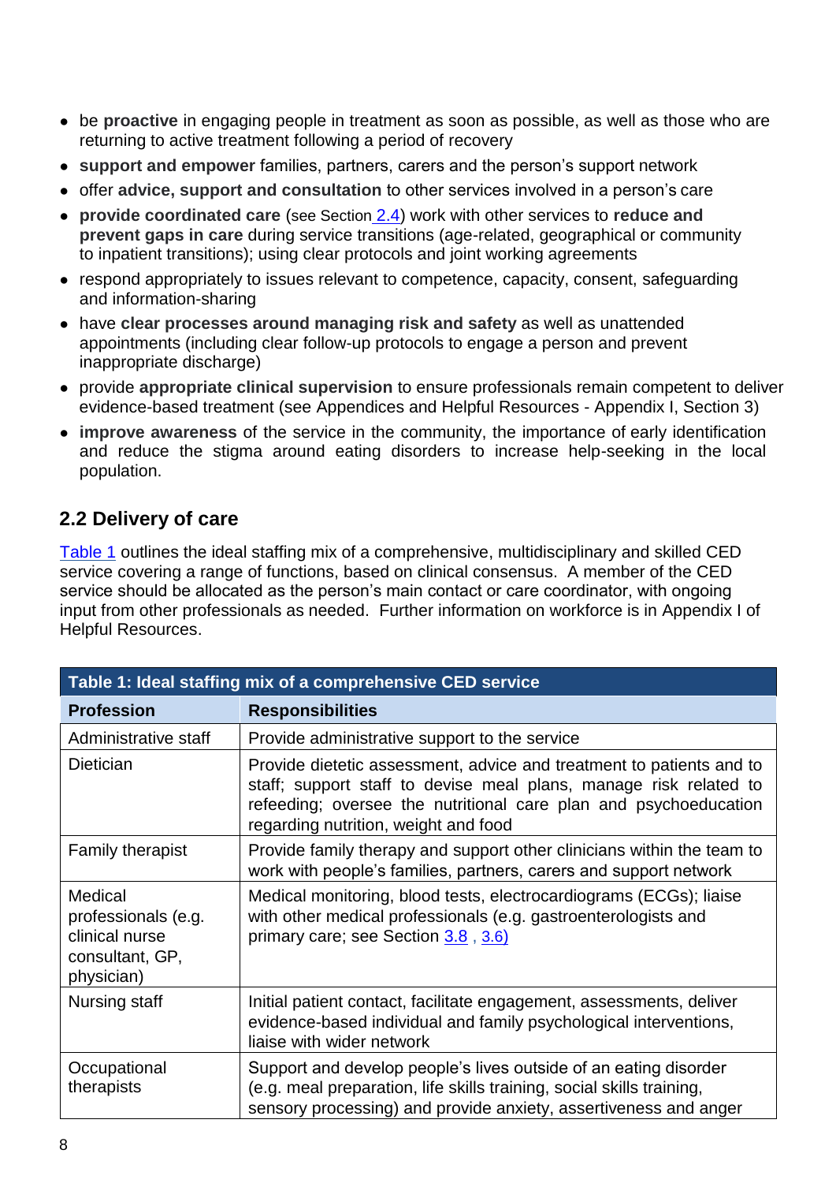- be **proactive** in engaging people in treatment as soon as possible, as well as those who are returning to active treatment following a period of recovery
- **support and empower** families, partners, carers and the person's support network
- offer **advice, support and consultation** to other services involved in a person's care
- **provide coordinated care** (see Section 2.4) work with other services to **reduce and prevent gaps in care** during service transitions (age-related, geographical or community to inpatient transitions); using clear protocols and joint working agreements
- respond appropriately to issues relevant to competence, capacity, consent, safeguarding and information-sharing
- have **clear processes around managing risk and safety** as well as unattended appointments (including clear follow-up protocols to engage a person and prevent inappropriate discharge)
- provide **appropriate clinical supervision** to ensure professionals remain competent to deliver evidence-based treatment (see Appendices and Helpful Resources - Appendix I, Section 3)
- **improve awareness** of the service in the community, the importance of early identification and reduce the stigma around eating disorders to increase help-seeking in the local population.

## 2.2 Delivery of care

Table 1 outlines the ideal staffing mix of a comprehensive, multidisciplinary and skilled CED service covering a range of functions, based on clinical consensus. A member of the CED service should be allocated as the person's main contact or care coordinator, with ongoing input from other professionals as needed. Further information on workforce is in Appendix I of Helpful Resources.

**Table 1: Ideal staffing mix of a comprehensive CED service**

| Profession | Responsibilities |
|---|---|
| Administrative staff | Provide administrative support to the service |
| Dietician | Provide dietetic assessment, advice and treatment to patients and to staff; support staff to devise meal plans, manage risk related to refeeding; oversee the nutritional care plan and psychoeducation regarding nutrition, weight and food |
| Family therapist | Provide family therapy and support other clinicians within the team to work with people's families, partners, carers and support network |
| Medical professionals (e.g. clinical nurse consultant, GP, physician) | Medical monitoring, blood tests, electrocardiograms (ECGs); liaise with other medical professionals (e.g. gastroenterologists and primary care; see Section 3.8 , 3.6) |
| Nursing staff | Initial patient contact, facilitate engagement, assessments, deliver evidence-based individual and family psychological interventions, liaise with wider network |
| Occupational therapists | Support and develop people's lives outside of an eating disorder (e.g. meal preparation, life skills training, social skills training, sensory processing) and provide anxiety, assertiveness and anger |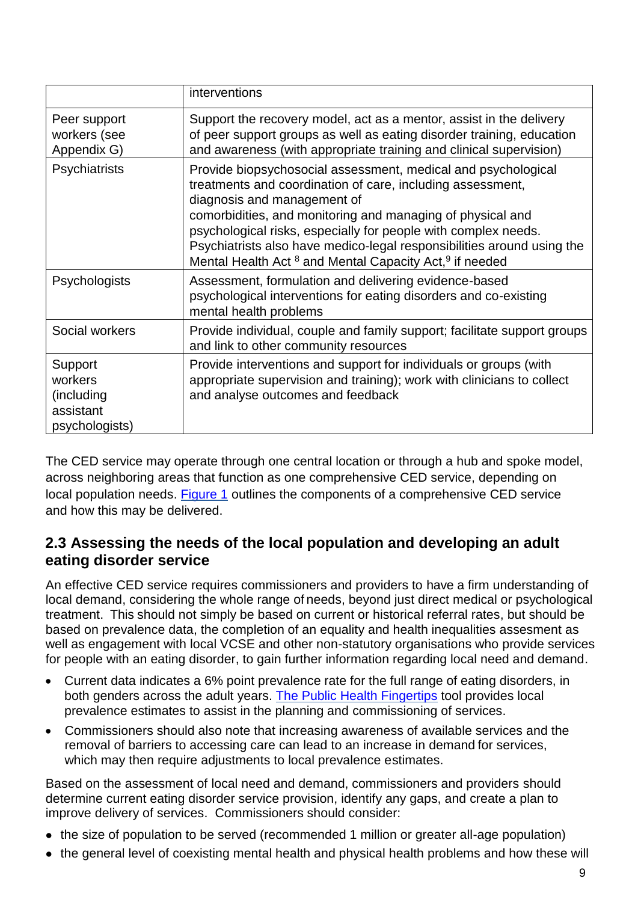| | |
|---|---|
| | interventions |
| Peer support workers (see Appendix G) | Support the recovery model, act as a mentor, assist in the delivery of peer support groups as well as eating disorder training, education and awareness (with appropriate training and clinical supervision) |
| Psychiatrists | Provide biopsychosocial assessment, medical and psychological treatments and coordination of care, including assessment, diagnosis and management of comorbidities, and monitoring and managing of physical and psychological risks, especially for people with complex needs. Psychiatrists also have medico-legal responsibilities around using the Mental Health Act [8] and Mental Capacity Act,[9] if needed |
| Psychologists | Assessment, formulation and delivering evidence-based psychological interventions for eating disorders and co-existing mental health problems |
| Social workers | Provide individual, couple and family support; facilitate support groups and link to other community resources |
| Support workers (including assistant psychologists) | Provide interventions and support for individuals or groups (with appropriate supervision and training); work with clinicians to collect and analyse outcomes and feedback |

The CED service may operate through one central location or through a hub and spoke model, across neighboring areas that function as one comprehensive CED service, depending on local population needs. Figure 1 outlines the components of a comprehensive CED service and how this may be delivered.

## 2.3 Assessing the needs of the local population and developing an adult eating disorder service

An effective CED service requires commissioners and providers to have a firm understanding of local demand, considering the whole range of needs, beyond just direct medical or psychological treatment. This should not simply be based on current or historical referral rates, but should be based on prevalence data, the completion of an equality and health inequalities assesment as well as engagement with local VCSE and other non-statutory organisations who provide services for people with an eating disorder, to gain further information regarding local need and demand.

- Current data indicates a 6% point prevalence rate for the full range of eating disorders, in both genders across the adult years. The Public Health Fingertips tool provides local prevalence estimates to assist in the planning and commissioning of services.
- Commissioners should also note that increasing awareness of available services and the removal of barriers to accessing care can lead to an increase in demand for services, which may then require adjustments to local prevalence estimates.

Based on the assessment of local need and demand, commissioners and providers should determine current eating disorder service provision, identify any gaps, and create a plan to improve delivery of services. Commissioners should consider:

- the size of population to be served (recommended 1 million or greater all-age population)
- the general level of coexisting mental health and physical health problems and how these will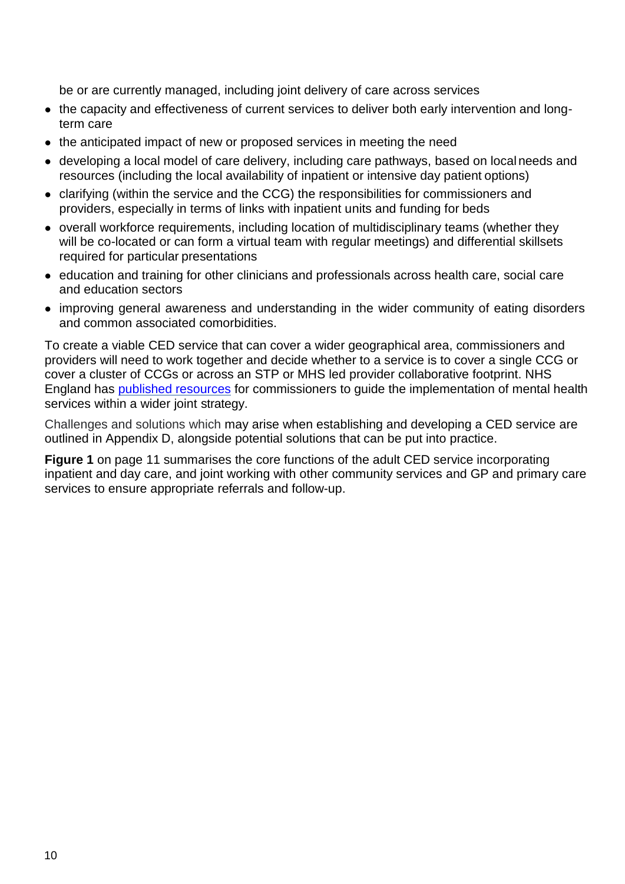be or are currently managed, including joint delivery of care across services

- the capacity and effectiveness of current services to deliver both early intervention and long-term care
- the anticipated impact of new or proposed services in meeting the need
- developing a local model of care delivery, including care pathways, based on local needs and resources (including the local availability of inpatient or intensive day patient options)
- clarifying (within the service and the CCG) the responsibilities for commissioners and providers, especially in terms of links with inpatient units and funding for beds
- overall workforce requirements, including location of multidisciplinary teams (whether they will be co-located or can form a virtual team with regular meetings) and differential skillsets required for particular presentations
- education and training for other clinicians and professionals across health care, social care and education sectors
- improving general awareness and understanding in the wider community of eating disorders and common associated comorbidities.

To create a viable CED service that can cover a wider geographical area, commissioners and providers will need to work together and decide whether to a service is to cover a single CCG or cover a cluster of CCGs or across an STP or MHS led provider collaborative footprint. NHS England has [published resources] for commissioners to guide the implementation of mental health services within a wider joint strategy.

Challenges and solutions which may arise when establishing and developing a CED service are outlined in Appendix D, alongside potential solutions that can be put into practice.

**Figure 1** on page 11 summarises the core functions of the adult CED service incorporating inpatient and day care, and joint working with other community services and GP and primary care services to ensure appropriate referrals and follow-up.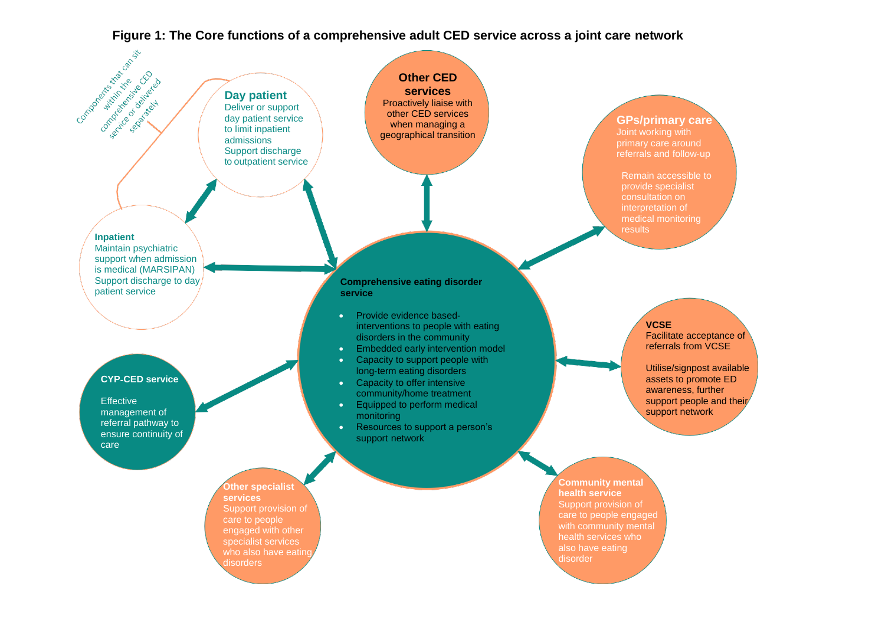**Figure 1: The Core functions of a comprehensive adult CED service across a joint care network**

Components that can sit within the comprehensive CED service or delivered separately

**Day patient**
Deliver or support day patient service to limit inpatient admissions
Support discharge to outpatient service

**Inpatient**
Maintain psychiatric support when admission is medical (MARSIPAN)
Support discharge to day patient service

**Other CED services**
Proactively liaise with other CED services when managing a geographical transition

**GPs/primary care**
Joint working with primary care around referrals and follow-up

Remain accessible to provide specialist consultation on interpretation of medical monitoring results

**Comprehensive eating disorder service**

- Provide evidence based-interventions to people with eating disorders in the community
- Embedded early intervention model
- Capacity to support people with long-term eating disorders
- Capacity to offer intensive community/home treatment
- Equipped to perform medical monitoring
- Resources to support a person's support network

**CYP-CED service**

Effective management of referral pathway to ensure continuity of care

**VCSE**
Facilitate acceptance of referrals from VCSE

Utilise/signpost available assets to promote ED awareness, further support people and their support network

**Other specialist services**
Support provision of care to people engaged with other specialist services who also have eating disorders

**Community mental health service**
Support provision of care to people engaged with community mental health services who also have eating disorder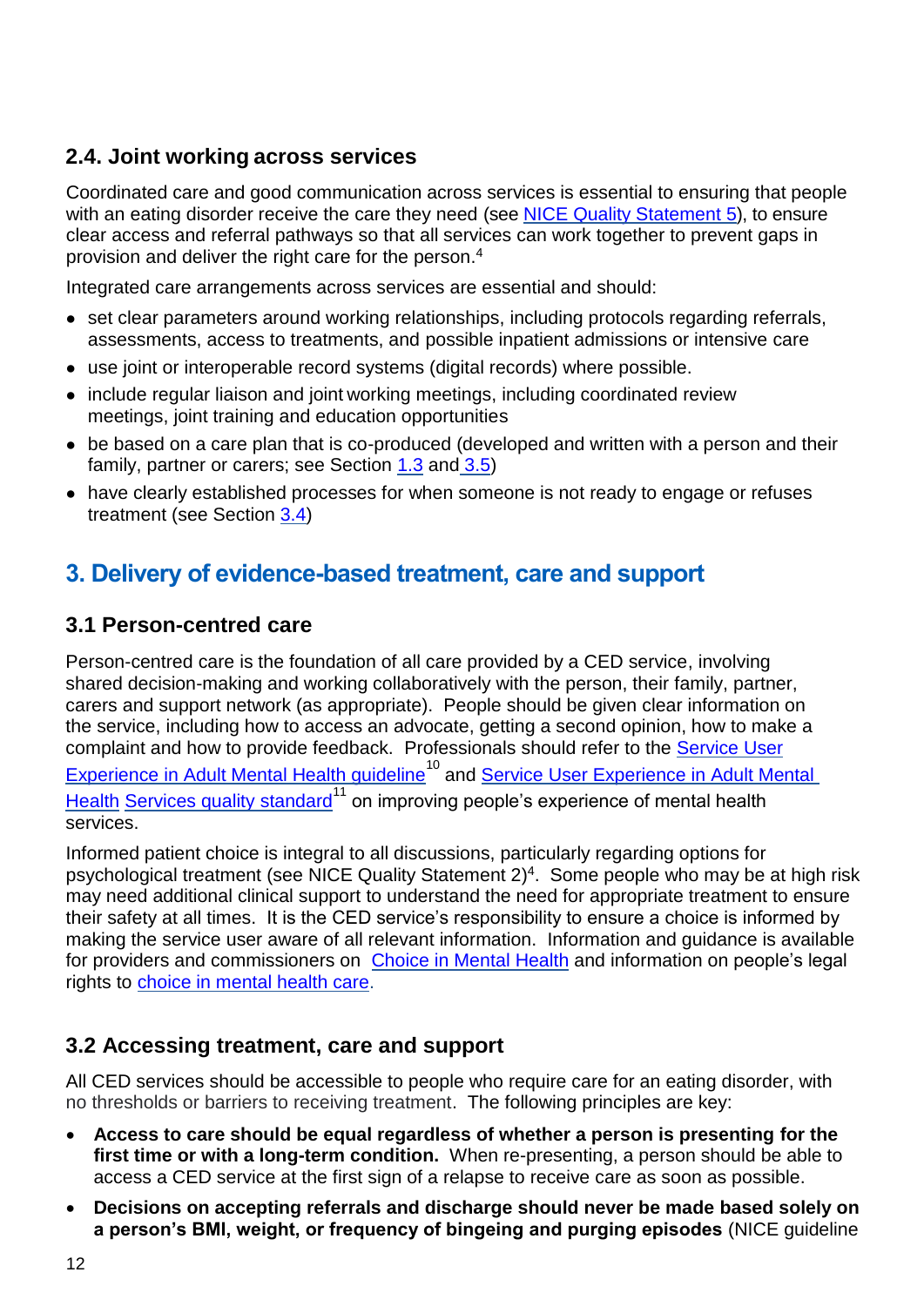### 2.4. Joint working across services

Coordinated care and good communication across services is essential to ensuring that people with an eating disorder receive the care they need (see [NICE Quality Statement 5](#)), to ensure clear access and referral pathways so that all services can work together to prevent gaps in provision and deliver the right care for the person.[4]

Integrated care arrangements across services are essential and should:

- set clear parameters around working relationships, including protocols regarding referrals, assessments, access to treatments, and possible inpatient admissions or intensive care
- use joint or interoperable record systems (digital records) where possible.
- include regular liaison and joint working meetings, including coordinated review meetings, joint training and education opportunities
- be based on a care plan that is co-produced (developed and written with a person and their family, partner or carers; see Section 1.3 and 3.5)
- have clearly established processes for when someone is not ready to engage or refuses treatment (see Section 3.4)

## 3. Delivery of evidence-based treatment, care and support

### 3.1 Person-centred care

Person-centred care is the foundation of all care provided by a CED service, involving shared decision-making and working collaboratively with the person, their family, partner, carers and support network (as appropriate). People should be given clear information on the service, including how to access an advocate, getting a second opinion, how to make a complaint and how to provide feedback. Professionals should refer to the Service User Experience in Adult Mental Health guideline[10] and Service User Experience in Adult Mental Health Services quality standard[11] on improving people's experience of mental health services.

Informed patient choice is integral to all discussions, particularly regarding options for psychological treatment (see NICE Quality Statement 2)[4]. Some people who may be at high risk may need additional clinical support to understand the need for appropriate treatment to ensure their safety at all times. It is the CED service's responsibility to ensure a choice is informed by making the service user aware of all relevant information. Information and guidance is available for providers and commissioners on Choice in Mental Health and information on people's legal rights to choice in mental health care.

### 3.2 Accessing treatment, care and support

All CED services should be accessible to people who require care for an eating disorder, with no thresholds or barriers to receiving treatment. The following principles are key:

- **Access to care should be equal regardless of whether a person is presenting for the first time or with a long-term condition.** When re-presenting, a person should be able to access a CED service at the first sign of a relapse to receive care as soon as possible.
- **Decisions on accepting referrals and discharge should never be made based solely on a person's BMI, weight, or frequency of bingeing and purging episodes** (NICE guideline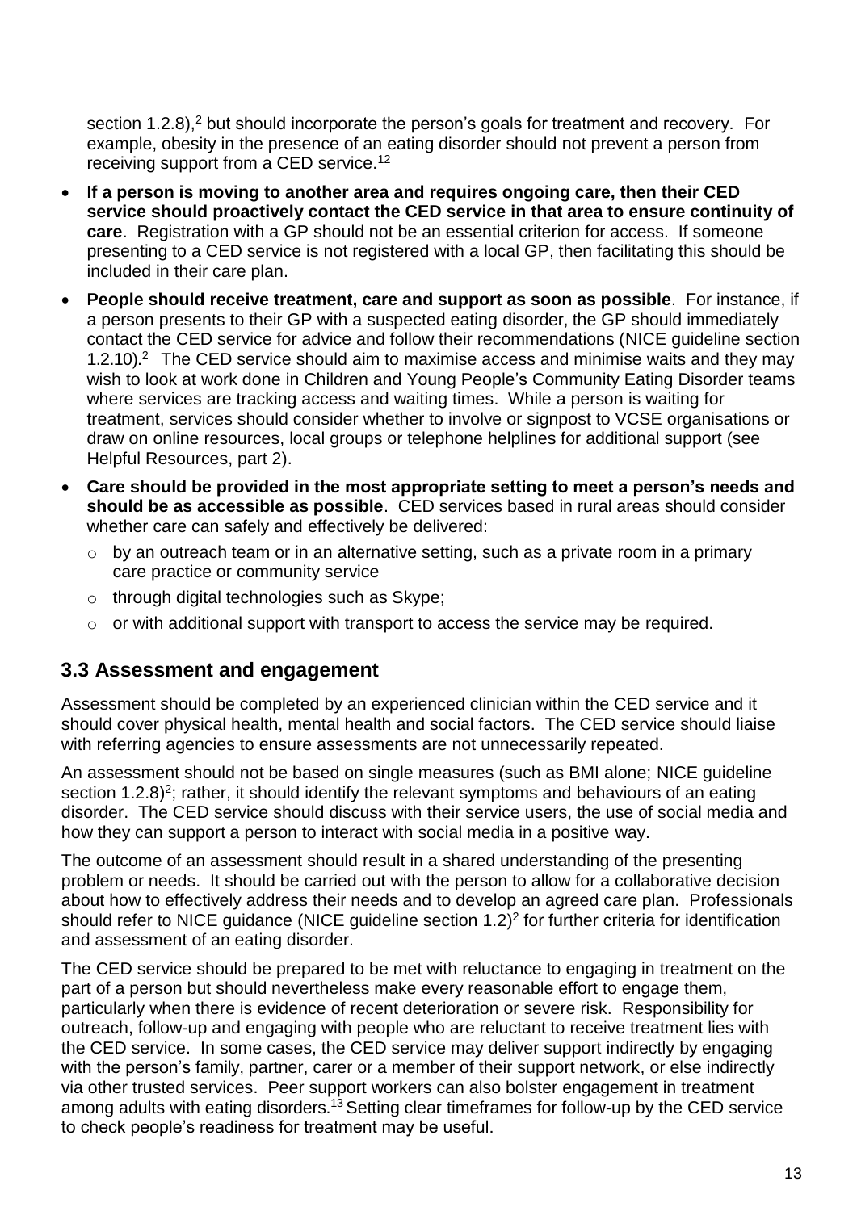section 1.2.8),[2] but should incorporate the person's goals for treatment and recovery. For example, obesity in the presence of an eating disorder should not prevent a person from receiving support from a CED service.[12]

- **If a person is moving to another area and requires ongoing care, then their CED service should proactively contact the CED service in that area to ensure continuity of care**. Registration with a GP should not be an essential criterion for access. If someone presenting to a CED service is not registered with a local GP, then facilitating this should be included in their care plan.
- **People should receive treatment, care and support as soon as possible**. For instance, if a person presents to their GP with a suspected eating disorder, the GP should immediately contact the CED service for advice and follow their recommendations (NICE guideline section 1.2.10).[2] The CED service should aim to maximise access and minimise waits and they may wish to look at work done in Children and Young People's Community Eating Disorder teams where services are tracking access and waiting times. While a person is waiting for treatment, services should consider whether to involve or signpost to VCSE organisations or draw on online resources, local groups or telephone helplines for additional support (see Helpful Resources, part 2).
- **Care should be provided in the most appropriate setting to meet a person's needs and should be as accessible as possible**. CED services based in rural areas should consider whether care can safely and effectively be delivered:
    - by an outreach team or in an alternative setting, such as a private room in a primary care practice or community service
    - through digital technologies such as Skype;
    - or with additional support with transport to access the service may be required.

## 3.3 Assessment and engagement

Assessment should be completed by an experienced clinician within the CED service and it should cover physical health, mental health and social factors. The CED service should liaise with referring agencies to ensure assessments are not unnecessarily repeated.

An assessment should not be based on single measures (such as BMI alone; NICE guideline section 1.2.8)[2]; rather, it should identify the relevant symptoms and behaviours of an eating disorder. The CED service should discuss with their service users, the use of social media and how they can support a person to interact with social media in a positive way.

The outcome of an assessment should result in a shared understanding of the presenting problem or needs. It should be carried out with the person to allow for a collaborative decision about how to effectively address their needs and to develop an agreed care plan. Professionals should refer to NICE guidance (NICE guideline section 1.2)[2] for further criteria for identification and assessment of an eating disorder.

The CED service should be prepared to be met with reluctance to engaging in treatment on the part of a person but should nevertheless make every reasonable effort to engage them, particularly when there is evidence of recent deterioration or severe risk. Responsibility for outreach, follow-up and engaging with people who are reluctant to receive treatment lies with the CED service. In some cases, the CED service may deliver support indirectly by engaging with the person's family, partner, carer or a member of their support network, or else indirectly via other trusted services. Peer support workers can also bolster engagement in treatment among adults with eating disorders.[13] Setting clear timeframes for follow-up by the CED service to check people's readiness for treatment may be useful.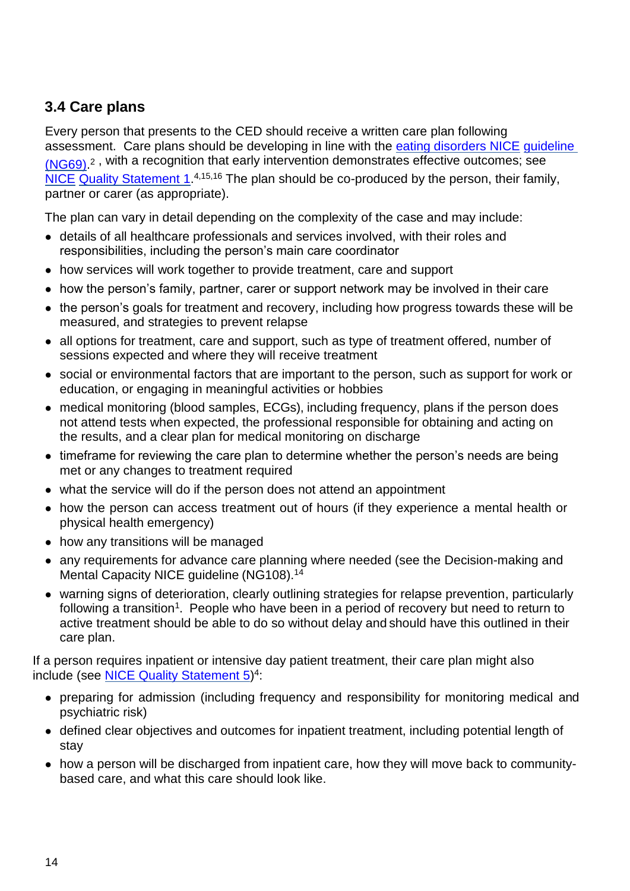### 3.4 Care plans

Every person that presents to the CED should receive a written care plan following assessment. Care plans should be developing in line with the eating disorders NICE guideline (NG69).[2] , with a recognition that early intervention demonstrates effective outcomes; see NICE Quality Statement 1.[4,15,16] The plan should be co-produced by the person, their family, partner or carer (as appropriate).

The plan can vary in detail depending on the complexity of the case and may include:

- details of all healthcare professionals and services involved, with their roles and responsibilities, including the person's main care coordinator
- how services will work together to provide treatment, care and support
- how the person's family, partner, carer or support network may be involved in their care
- the person's goals for treatment and recovery, including how progress towards these will be measured, and strategies to prevent relapse
- all options for treatment, care and support, such as type of treatment offered, number of sessions expected and where they will receive treatment
- social or environmental factors that are important to the person, such as support for work or education, or engaging in meaningful activities or hobbies
- medical monitoring (blood samples, ECGs), including frequency, plans if the person does not attend tests when expected, the professional responsible for obtaining and acting on the results, and a clear plan for medical monitoring on discharge
- timeframe for reviewing the care plan to determine whether the person's needs are being met or any changes to treatment required
- what the service will do if the person does not attend an appointment
- how the person can access treatment out of hours (if they experience a mental health or physical health emergency)
- how any transitions will be managed
- any requirements for advance care planning where needed (see the Decision-making and Mental Capacity NICE guideline (NG108).[14]
- warning signs of deterioration, clearly outlining strategies for relapse prevention, particularly following a transition[1]. People who have been in a period of recovery but need to return to active treatment should be able to do so without delay and should have this outlined in their care plan.

If a person requires inpatient or intensive day patient treatment, their care plan might also include (see NICE Quality Statement 5)[4]:

- preparing for admission (including frequency and responsibility for monitoring medical and psychiatric risk)
- defined clear objectives and outcomes for inpatient treatment, including potential length of stay
- how a person will be discharged from inpatient care, how they will move back to community-based care, and what this care should look like.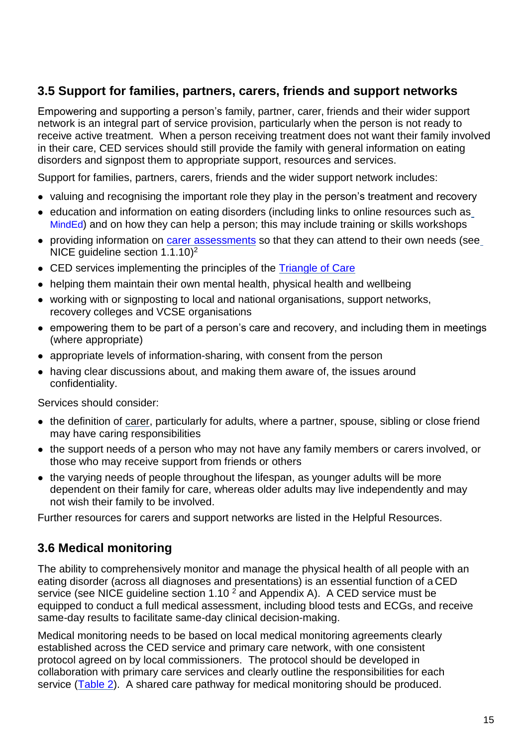## 3.5 Support for families, partners, carers, friends and support networks

Empowering and supporting a person's family, partner, carer, friends and their wider support network is an integral part of service provision, particularly when the person is not ready to receive active treatment. When a person receiving treatment does not want their family involved in their care, CED services should still provide the family with general information on eating disorders and signpost them to appropriate support, resources and services.

Support for families, partners, carers, friends and the wider support network includes:

- valuing and recognising the important role they play in the person's treatment and recovery
- education and information on eating disorders (including links to online resources such as MindEd) and on how they can help a person; this may include training or skills workshops
- providing information on carer assessments so that they can attend to their own needs (see NICE guideline section 1.1.10)[2]
- CED services implementing the principles of the Triangle of Care
- helping them maintain their own mental health, physical health and wellbeing
- working with or signposting to local and national organisations, support networks, recovery colleges and VCSE organisations
- empowering them to be part of a person's care and recovery, and including them in meetings (where appropriate)
- appropriate levels of information-sharing, with consent from the person
- having clear discussions about, and making them aware of, the issues around confidentiality.

Services should consider:

- the definition of carer, particularly for adults, where a partner, spouse, sibling or close friend may have caring responsibilities
- the support needs of a person who may not have any family members or carers involved, or those who may receive support from friends or others
- the varying needs of people throughout the lifespan, as younger adults will be more dependent on their family for care, whereas older adults may live independently and may not wish their family to be involved.

Further resources for carers and support networks are listed in the Helpful Resources.

## 3.6 Medical monitoring

The ability to comprehensively monitor and manage the physical health of all people with an eating disorder (across all diagnoses and presentations) is an essential function of a CED service (see NICE guideline section 1.10 [2] and Appendix A). A CED service must be equipped to conduct a full medical assessment, including blood tests and ECGs, and receive same-day results to facilitate same-day clinical decision-making.

Medical monitoring needs to be based on local medical monitoring agreements clearly established across the CED service and primary care network, with one consistent protocol agreed on by local commissioners. The protocol should be developed in collaboration with primary care services and clearly outline the responsibilities for each service (Table 2). A shared care pathway for medical monitoring should be produced.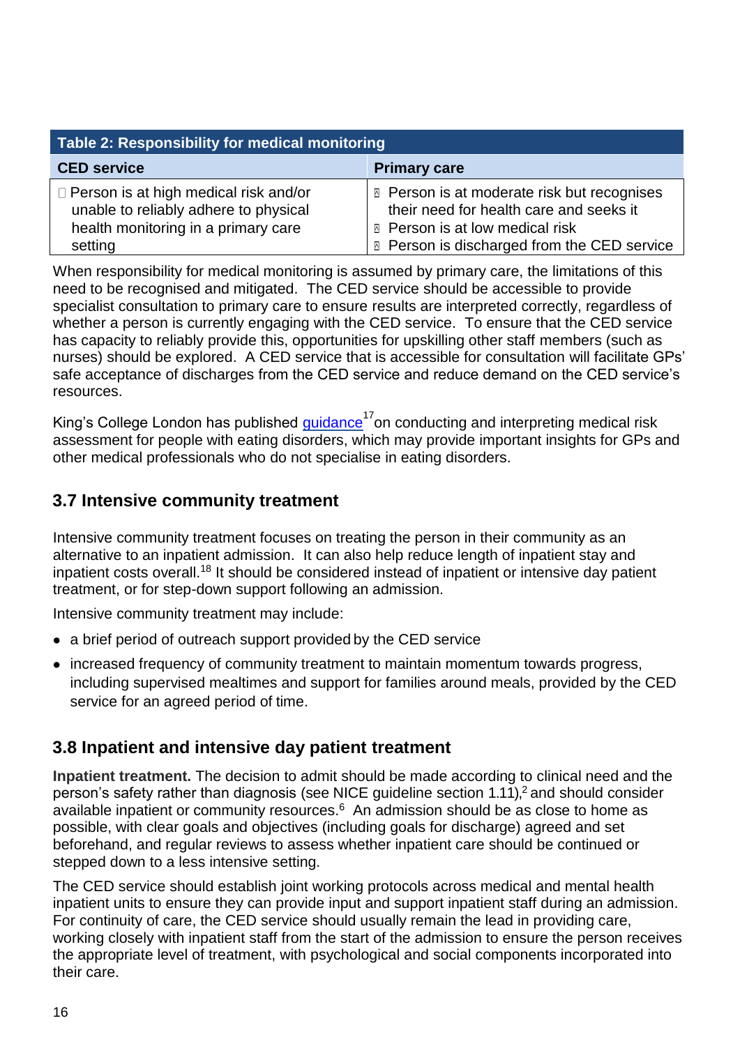| Table 2: Responsibility for medical monitoring | |
|---|---|
| **CED service** | **Primary care** |
| • Person is at high medical risk and/or unable to reliably adhere to physical health monitoring in a primary care setting | • Person is at moderate risk but recognises their need for health care and seeks it<br>• Person is at low medical risk<br>• Person is discharged from the CED service |

When responsibility for medical monitoring is assumed by primary care, the limitations of this need to be recognised and mitigated. The CED service should be accessible to provide specialist consultation to primary care to ensure results are interpreted correctly, regardless of whether a person is currently engaging with the CED service. To ensure that the CED service has capacity to reliably provide this, opportunities for upskilling other staff members (such as nurses) should be explored. A CED service that is accessible for consultation will facilitate GPs' safe acceptance of discharges from the CED service and reduce demand on the CED service's resources.

King's College London has published guidance[17] on conducting and interpreting medical risk assessment for people with eating disorders, which may provide important insights for GPs and other medical professionals who do not specialise in eating disorders.

## 3.7 Intensive community treatment

Intensive community treatment focuses on treating the person in their community as an alternative to an inpatient admission. It can also help reduce length of inpatient stay and inpatient costs overall.[18] It should be considered instead of inpatient or intensive day patient treatment, or for step-down support following an admission.

Intensive community treatment may include:

- a brief period of outreach support provided by the CED service
- increased frequency of community treatment to maintain momentum towards progress, including supervised mealtimes and support for families around meals, provided by the CED service for an agreed period of time.

## 3.8 Inpatient and intensive day patient treatment

**Inpatient treatment.** The decision to admit should be made according to clinical need and the person's safety rather than diagnosis (see NICE guideline section 1.11),[2] and should consider available inpatient or community resources.[6] An admission should be as close to home as possible, with clear goals and objectives (including goals for discharge) agreed and set beforehand, and regular reviews to assess whether inpatient care should be continued or stepped down to a less intensive setting.

The CED service should establish joint working protocols across medical and mental health inpatient units to ensure they can provide input and support inpatient staff during an admission. For continuity of care, the CED service should usually remain the lead in providing care, working closely with inpatient staff from the start of the admission to ensure the person receives the appropriate level of treatment, with psychological and social components incorporated into their care.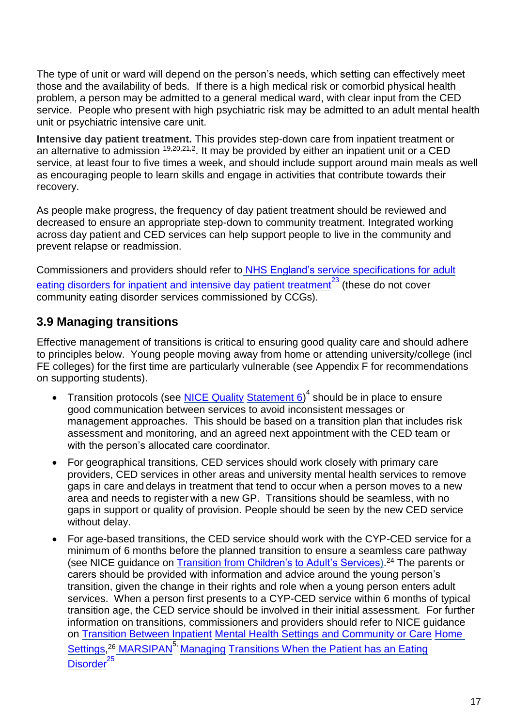The type of unit or ward will depend on the person's needs, which setting can effectively meet those and the availability of beds. If there is a high medical risk or comorbid physical health problem, a person may be admitted to a general medical ward, with clear input from the CED service. People who present with high psychiatric risk may be admitted to an adult mental health unit or psychiatric intensive care unit.

**Intensive day patient treatment.** This provides step-down care from inpatient treatment or an alternative to admission [19,20,21,2]. It may be provided by either an inpatient unit or a CED service, at least four to five times a week, and should include support around main meals as well as encouraging people to learn skills and engage in activities that contribute towards their recovery.

As people make progress, the frequency of day patient treatment should be reviewed and decreased to ensure an appropriate step-down to community treatment. Integrated working across day patient and CED services can help support people to live in the community and prevent relapse or readmission.

Commissioners and providers should refer to NHS England's service specifications for adult eating disorders for inpatient and intensive day patient treatment[23] (these do not cover community eating disorder services commissioned by CCGs).

## 3.9 Managing transitions

Effective management of transitions is critical to ensuring good quality care and should adhere to principles below. Young people moving away from home or attending university/college (incl FE colleges) for the first time are particularly vulnerable (see Appendix F for recommendations on supporting students).

- Transition protocols (see NICE Quality Statement 6)[4] should be in place to ensure good communication between services to avoid inconsistent messages or management approaches. This should be based on a transition plan that includes risk assessment and monitoring, and an agreed next appointment with the CED team or with the person's allocated care coordinator.
- For geographical transitions, CED services should work closely with primary care providers, CED services in other areas and university mental health services to remove gaps in care and delays in treatment that tend to occur when a person moves to a new area and needs to register with a new GP. Transitions should be seamless, with no gaps in support or quality of provision. People should be seen by the new CED service without delay.
- For age-based transitions, the CED service should work with the CYP-CED service for a minimum of 6 months before the planned transition to ensure a seamless care pathway (see NICE guidance on Transition from Children's to Adult's Services).[24] The parents or carers should be provided with information and advice around the young person's transition, given the change in their rights and role when a young person enters adult services. When a person first presents to a CYP-CED service within 6 months of typical transition age, the CED service should be involved in their initial assessment. For further information on transitions, commissioners and providers should refer to NICE guidance on Transition Between Inpatient Mental Health Settings and Community or Care Home Settings,[26] MARSIPAN[5], Managing Transitions When the Patient has an Eating Disorder[25]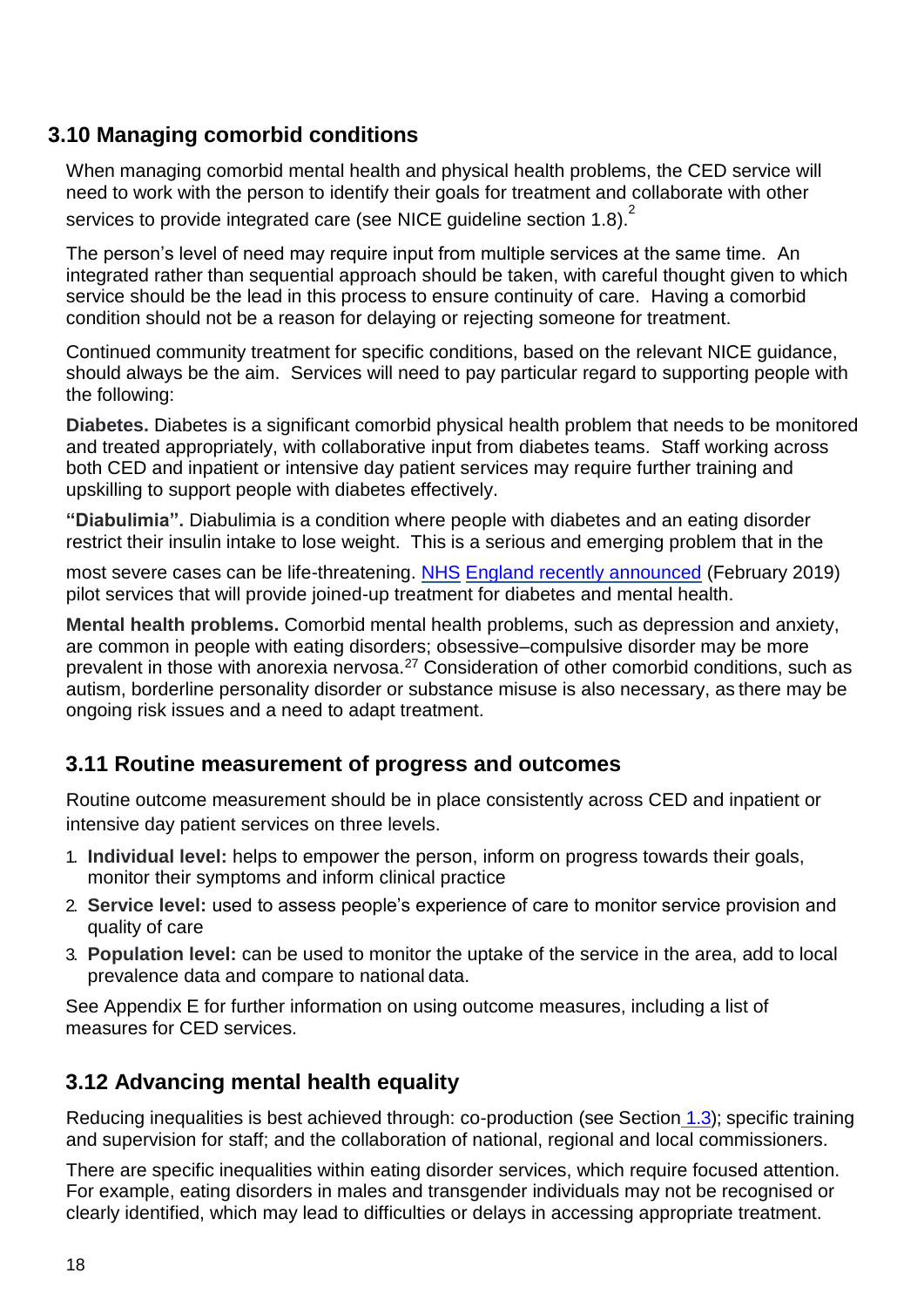## 3.10 Managing comorbid conditions

When managing comorbid mental health and physical health problems, the CED service will need to work with the person to identify their goals for treatment and collaborate with other services to provide integrated care (see NICE guideline section 1.8).[2]

The person's level of need may require input from multiple services at the same time. An integrated rather than sequential approach should be taken, with careful thought given to which service should be the lead in this process to ensure continuity of care. Having a comorbid condition should not be a reason for delaying or rejecting someone for treatment.

Continued community treatment for specific conditions, based on the relevant NICE guidance, should always be the aim. Services will need to pay particular regard to supporting people with the following:

**Diabetes.** Diabetes is a significant comorbid physical health problem that needs to be monitored and treated appropriately, with collaborative input from diabetes teams. Staff working across both CED and inpatient or intensive day patient services may require further training and upskilling to support people with diabetes effectively.

**"Diabulimia".** Diabulimia is a condition where people with diabetes and an eating disorder restrict their insulin intake to lose weight. This is a serious and emerging problem that in the most severe cases can be life-threatening. NHS England recently announced (February 2019) pilot services that will provide joined-up treatment for diabetes and mental health.

**Mental health problems.** Comorbid mental health problems, such as depression and anxiety, are common in people with eating disorders; obsessive–compulsive disorder may be more prevalent in those with anorexia nervosa.[27] Consideration of other comorbid conditions, such as autism, borderline personality disorder or substance misuse is also necessary, as there may be ongoing risk issues and a need to adapt treatment.

## 3.11 Routine measurement of progress and outcomes

Routine outcome measurement should be in place consistently across CED and inpatient or intensive day patient services on three levels.

1. **Individual level:** helps to empower the person, inform on progress towards their goals, monitor their symptoms and inform clinical practice
2. **Service level:** used to assess people's experience of care to monitor service provision and quality of care
3. **Population level:** can be used to monitor the uptake of the service in the area, add to local prevalence data and compare to national data.

See Appendix E for further information on using outcome measures, including a list of measures for CED services.

## 3.12 Advancing mental health equality

Reducing inequalities is best achieved through: co-production (see Section 1.3); specific training and supervision for staff; and the collaboration of national, regional and local commissioners.

There are specific inequalities within eating disorder services, which require focused attention. For example, eating disorders in males and transgender individuals may not be recognised or clearly identified, which may lead to difficulties or delays in accessing appropriate treatment.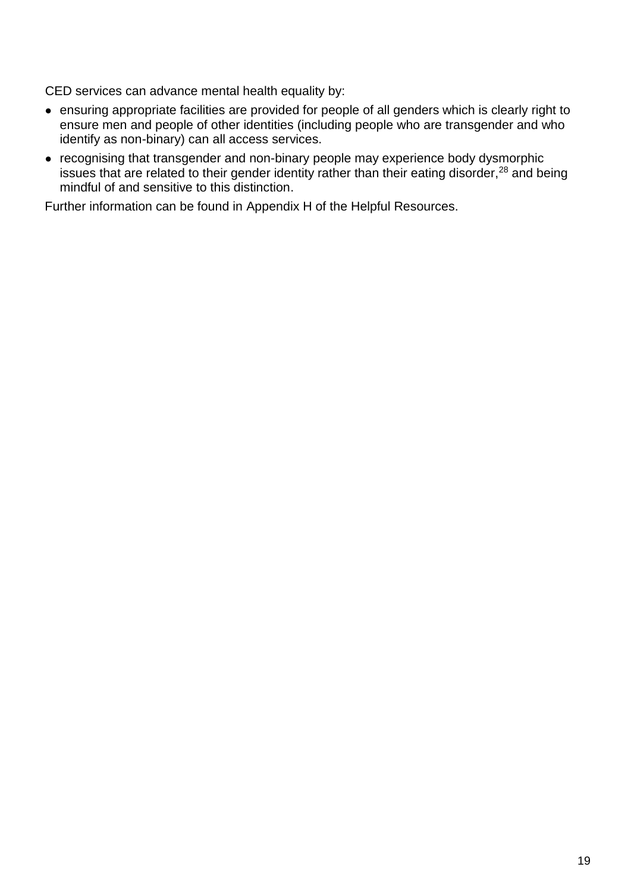CED services can advance mental health equality by:

- ensuring appropriate facilities are provided for people of all genders which is clearly right to ensure men and people of other identities (including people who are transgender and who identify as non-binary) can all access services.
- recognising that transgender and non-binary people may experience body dysmorphic issues that are related to their gender identity rather than their eating disorder,[28] and being mindful of and sensitive to this distinction.

Further information can be found in Appendix H of the Helpful Resources.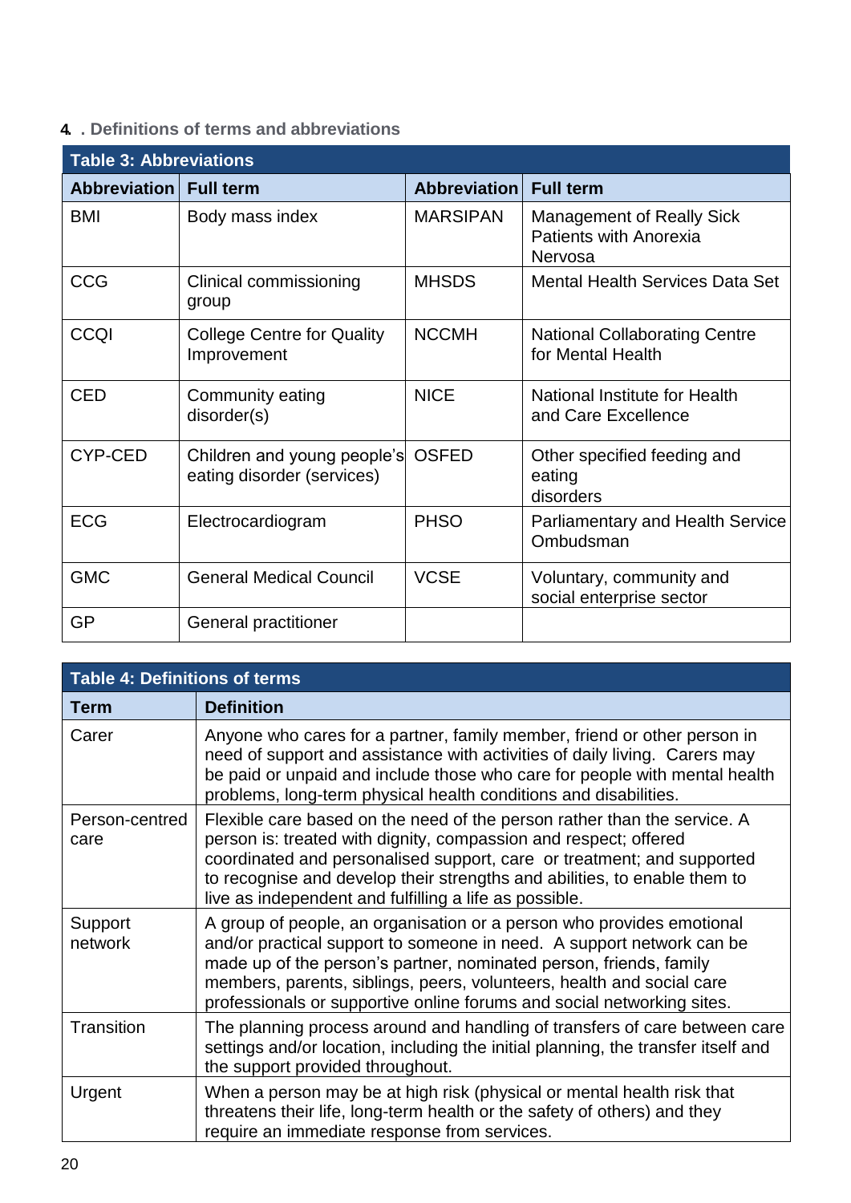## 4. Definitions of terms and abbreviations

**Table 3: Abbreviations**

| Abbreviation | Full term | Abbreviation | Full term |
|---|---|---|---|
| BMI | Body mass index | MARSIPAN | Management of Really Sick Patients with Anorexia Nervosa |
| CCG | Clinical commissioning group | MHSDS | Mental Health Services Data Set |
| CCQI | College Centre for Quality Improvement | NCCMH | National Collaborating Centre for Mental Health |
| CED | Community eating disorder(s) | NICE | National Institute for Health and Care Excellence |
| CYP-CED | Children and young people's eating disorder (services) | OSFED | Other specified feeding and eating disorders |
| ECG | Electrocardiogram | PHSO | Parliamentary and Health Service Ombudsman |
| GMC | General Medical Council | VCSE | Voluntary, community and social enterprise sector |
| GP | General practitioner | | |

**Table 4: Definitions of terms**

| Term | Definition |
|---|---|
| Carer | Anyone who cares for a partner, family member, friend or other person in need of support and assistance with activities of daily living. Carers may be paid or unpaid and include those who care for people with mental health problems, long-term physical health conditions and disabilities. |
| Person-centred care | Flexible care based on the need of the person rather than the service. A person is: treated with dignity, compassion and respect; offered coordinated and personalised support, care or treatment; and supported to recognise and develop their strengths and abilities, to enable them to live as independent and fulfilling a life as possible. |
| Support network | A group of people, an organisation or a person who provides emotional and/or practical support to someone in need. A support network can be made up of the person's partner, nominated person, friends, family members, parents, siblings, peers, volunteers, health and social care professionals or supportive online forums and social networking sites. |
| Transition | The planning process around and handling of transfers of care between care settings and/or location, including the initial planning, the transfer itself and the support provided throughout. |
| Urgent | When a person may be at high risk (physical or mental health risk that threatens their life, long-term health or the safety of others) and they require an immediate response from services. |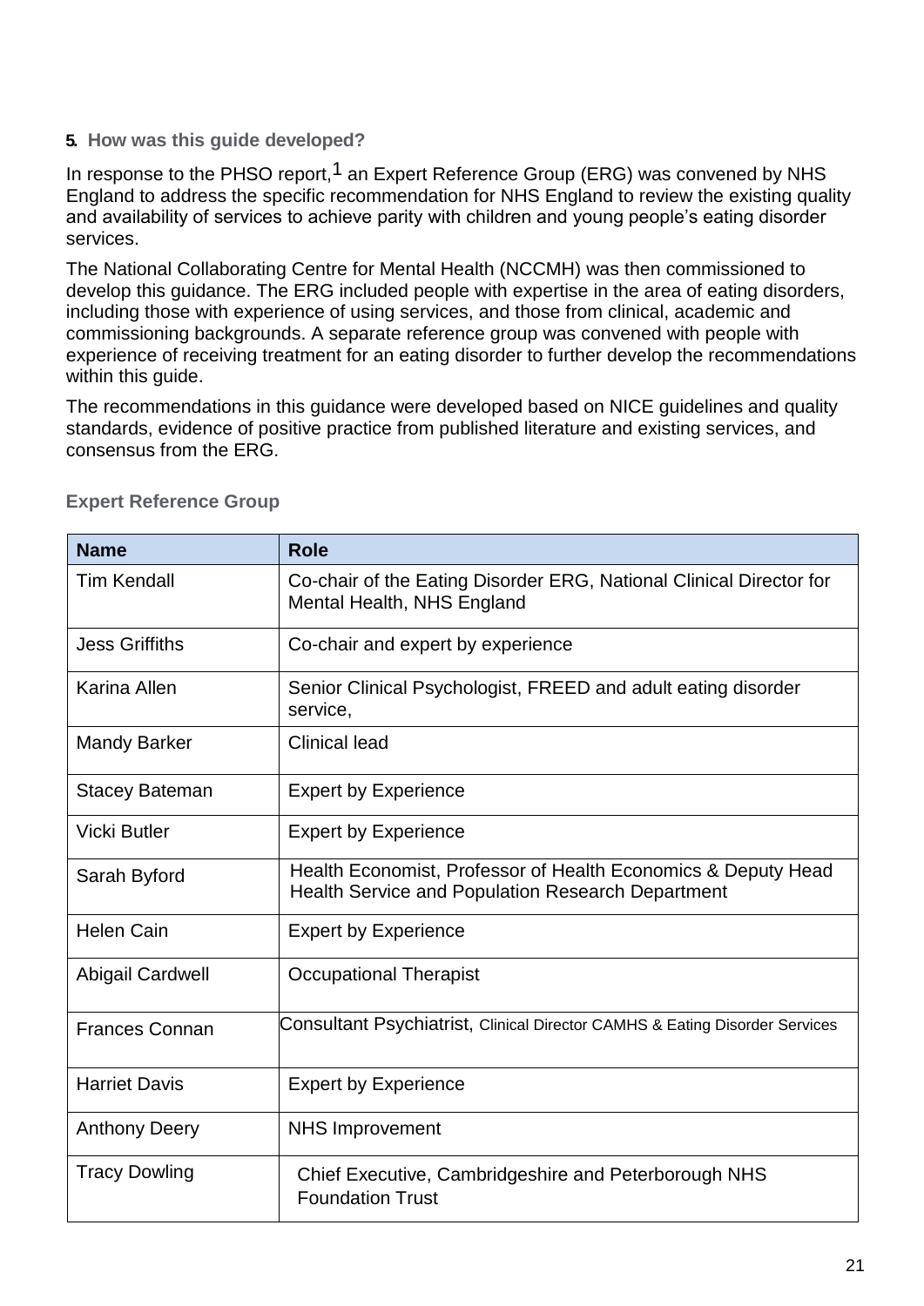## 5. How was this guide developed?

In response to the PHSO report,[1] an Expert Reference Group (ERG) was convened by NHS England to address the specific recommendation for NHS England to review the existing quality and availability of services to achieve parity with children and young people's eating disorder services.

The National Collaborating Centre for Mental Health (NCCMH) was then commissioned to develop this guidance. The ERG included people with expertise in the area of eating disorders, including those with experience of using services, and those from clinical, academic and commissioning backgrounds. A separate reference group was convened with people with experience of receiving treatment for an eating disorder to further develop the recommendations within this guide.

The recommendations in this guidance were developed based on NICE guidelines and quality standards, evidence of positive practice from published literature and existing services, and consensus from the ERG.

### Expert Reference Group

| Name | Role |
|---|---|
| Tim Kendall | Co-chair of the Eating Disorder ERG, National Clinical Director for Mental Health, NHS England |
| Jess Griffiths | Co-chair and expert by experience |
| Karina Allen | Senior Clinical Psychologist, FREED and adult eating disorder service, |
| Mandy Barker | Clinical lead |
| Stacey Bateman | Expert by Experience |
| Vicki Butler | Expert by Experience |
| Sarah Byford | Health Economist, Professor of Health Economics & Deputy Head Health Service and Population Research Department |
| Helen Cain | Expert by Experience |
| Abigail Cardwell | Occupational Therapist |
| Frances Connan | Consultant Psychiatrist, Clinical Director CAMHS & Eating Disorder Services |
| Harriet Davis | Expert by Experience |
| Anthony Deery | NHS Improvement |
| Tracy Dowling | Chief Executive, Cambridgeshire and Peterborough NHS Foundation Trust |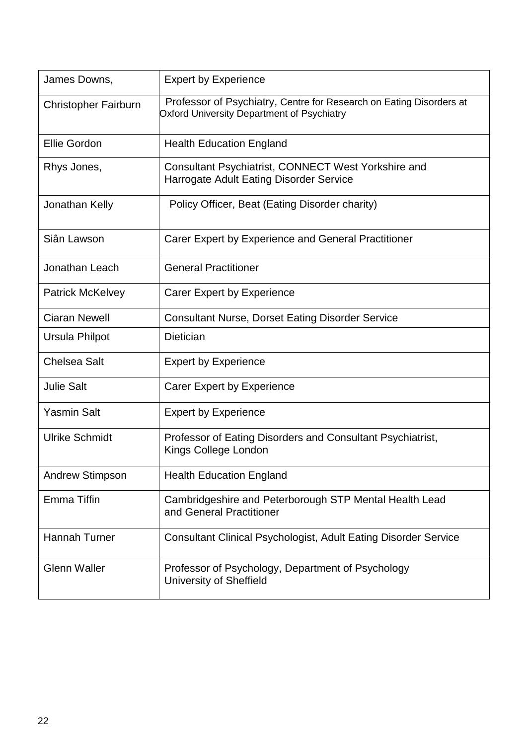| | |
|---|---|
| James Downs, | Expert by Experience |
| Christopher Fairburn | Professor of Psychiatry, Centre for Research on Eating Disorders at Oxford University Department of Psychiatry |
| Ellie Gordon | Health Education England |
| Rhys Jones, | Consultant Psychiatrist, CONNECT West Yorkshire and Harrogate Adult Eating Disorder Service |
| Jonathan Kelly | Policy Officer, Beat (Eating Disorder charity) |
| Siân Lawson | Carer Expert by Experience and General Practitioner |
| Jonathan Leach | General Practitioner |
| Patrick McKelvey | Carer Expert by Experience |
| Ciaran Newell | Consultant Nurse, Dorset Eating Disorder Service |
| Ursula Philpot | Dietician |
| Chelsea Salt | Expert by Experience |
| Julie Salt | Carer Expert by Experience |
| Yasmin Salt | Expert by Experience |
| Ulrike Schmidt | Professor of Eating Disorders and Consultant Psychiatrist, Kings College London |
| Andrew Stimpson | Health Education England |
| Emma Tiffin | Cambridgeshire and Peterborough STP Mental Health Lead and General Practitioner |
| Hannah Turner | Consultant Clinical Psychologist, Adult Eating Disorder Service |
| Glenn Waller | Professor of Psychology, Department of Psychology University of Sheffield |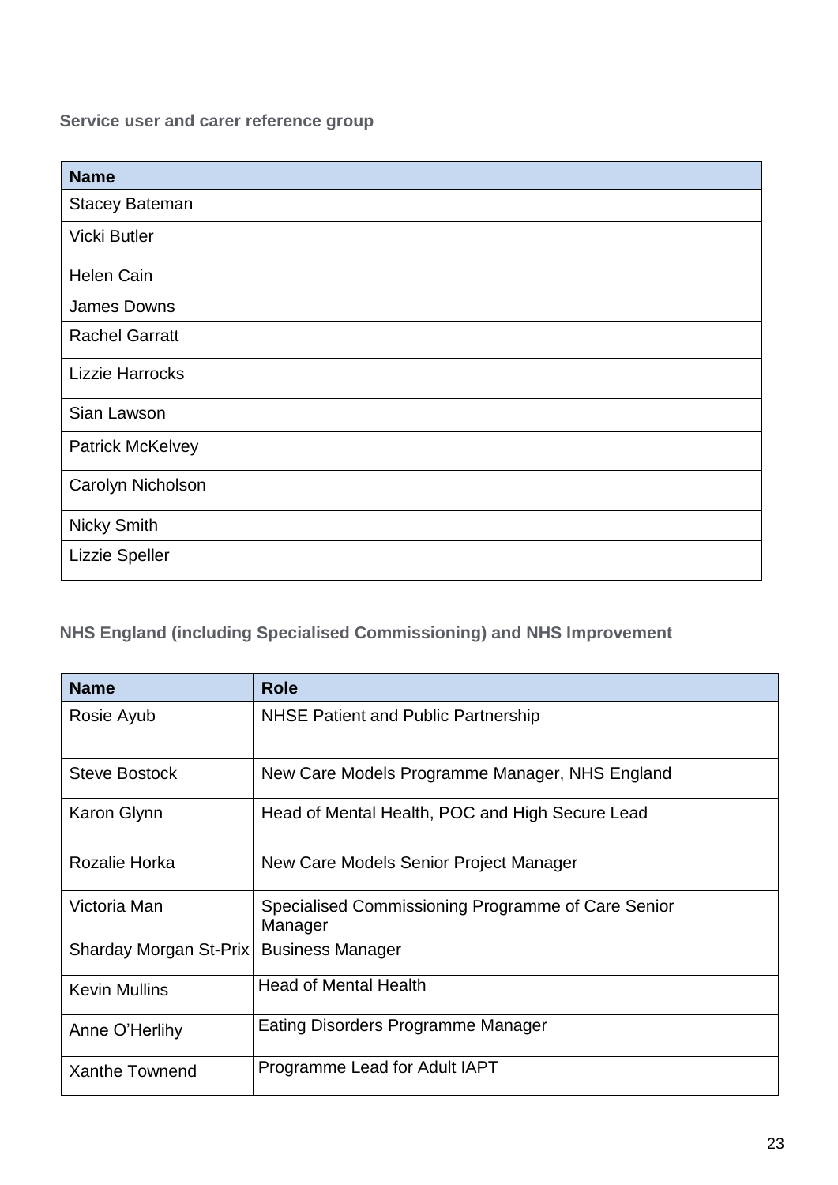### Service user and carer reference group

| Name |
|---|
| Stacey Bateman |
| Vicki Butler |
| Helen Cain |
| James Downs |
| Rachel Garratt |
| Lizzie Harrocks |
| Sian Lawson |
| Patrick McKelvey |
| Carolyn Nicholson |
| Nicky Smith |
| Lizzie Speller |

### NHS England (including Specialised Commissioning) and NHS Improvement

| Name | Role |
|---|---|
| Rosie Ayub | NHSE Patient and Public Partnership |
| Steve Bostock | New Care Models Programme Manager, NHS England |
| Karon Glynn | Head of Mental Health, POC and High Secure Lead |
| Rozalie Horka | New Care Models Senior Project Manager |
| Victoria Man | Specialised Commissioning Programme of Care Senior Manager |
| Sharday Morgan St-Prix | Business Manager |
| Kevin Mullins | Head of Mental Health |
| Anne O'Herlihy | Eating Disorders Programme Manager |
| Xanthe Townend | Programme Lead for Adult IAPT |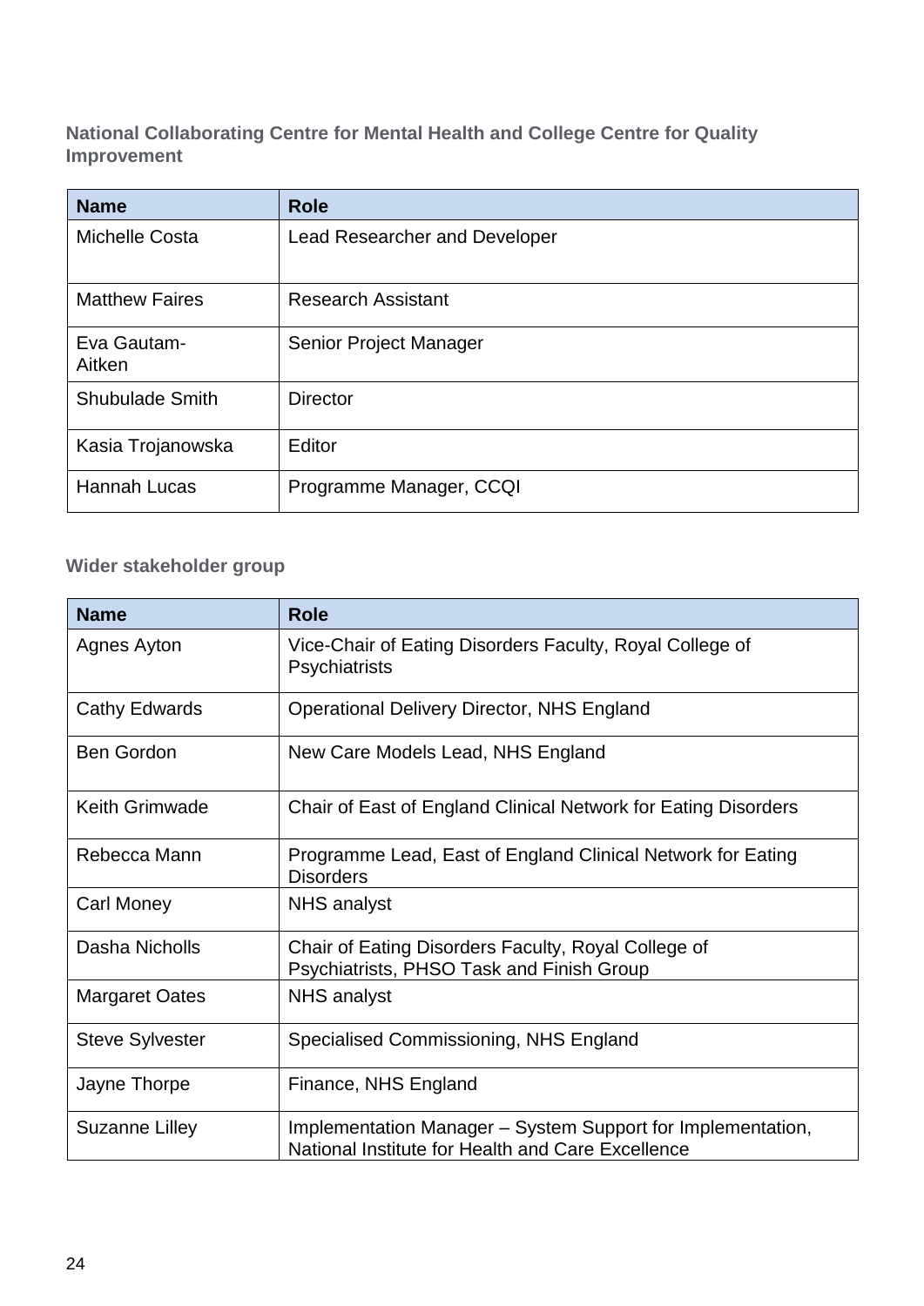### National Collaborating Centre for Mental Health and College Centre for Quality Improvement

| Name | Role |
|---|---|
| Michelle Costa | Lead Researcher and Developer |
| Matthew Faires | Research Assistant |
| Eva Gautam-Aitken | Senior Project Manager |
| Shubulade Smith | Director |
| Kasia Trojanowska | Editor |
| Hannah Lucas | Programme Manager, CCQI |

### Wider stakeholder group

| Name | Role |
|---|---|
| Agnes Ayton | Vice-Chair of Eating Disorders Faculty, Royal College of Psychiatrists |
| Cathy Edwards | Operational Delivery Director, NHS England |
| Ben Gordon | New Care Models Lead, NHS England |
| Keith Grimwade | Chair of East of England Clinical Network for Eating Disorders |
| Rebecca Mann | Programme Lead, East of England Clinical Network for Eating Disorders |
| Carl Money | NHS analyst |
| Dasha Nicholls | Chair of Eating Disorders Faculty, Royal College of Psychiatrists, PHSO Task and Finish Group |
| Margaret Oates | NHS analyst |
| Steve Sylvester | Specialised Commissioning, NHS England |
| Jayne Thorpe | Finance, NHS England |
| Suzanne Lilley | Implementation Manager – System Support for Implementation, National Institute for Health and Care Excellence |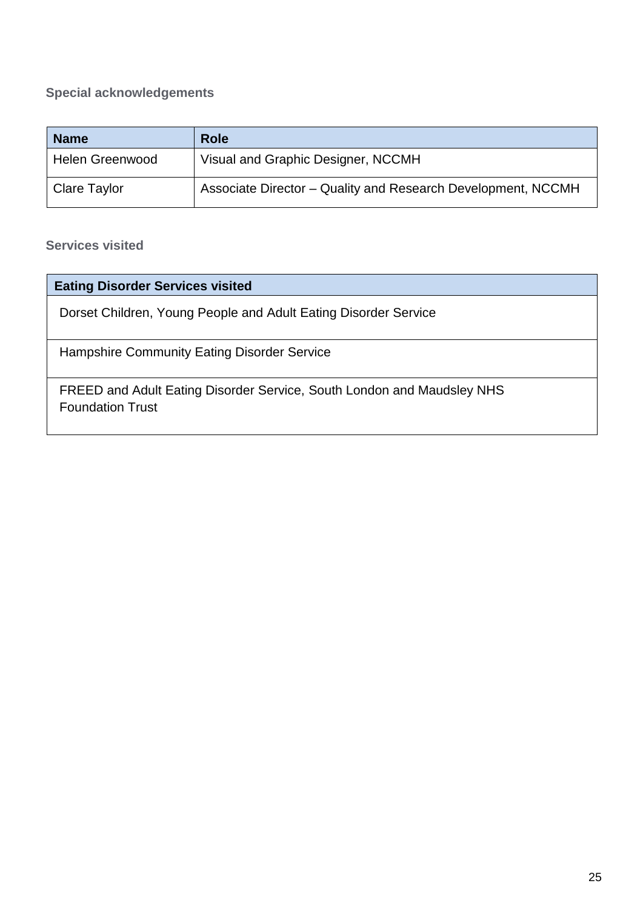### Special acknowledgements

| Name | Role |
|---|---|
| Helen Greenwood | Visual and Graphic Designer, NCCMH |
| Clare Taylor | Associate Director – Quality and Research Development, NCCMH |

### Services visited

| Eating Disorder Services visited |
|---|
| Dorset Children, Young People and Adult Eating Disorder Service |
| Hampshire Community Eating Disorder Service |
| FREED and Adult Eating Disorder Service, South London and Maudsley NHS Foundation Trust |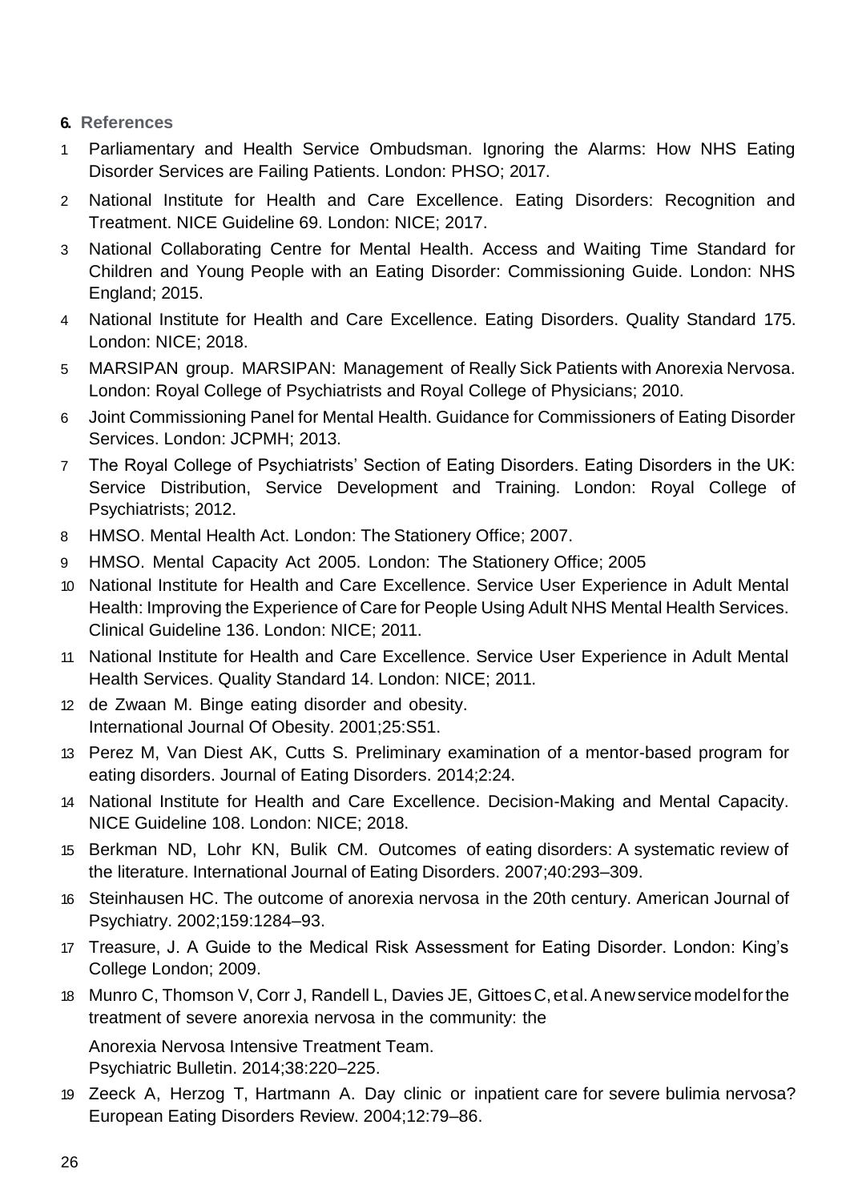## 6. References

1. Parliamentary and Health Service Ombudsman. Ignoring the Alarms: How NHS Eating Disorder Services are Failing Patients. London: PHSO; 2017.
2. National Institute for Health and Care Excellence. Eating Disorders: Recognition and Treatment. NICE Guideline 69. London: NICE; 2017.
3. National Collaborating Centre for Mental Health. Access and Waiting Time Standard for Children and Young People with an Eating Disorder: Commissioning Guide. London: NHS England; 2015.
4. National Institute for Health and Care Excellence. Eating Disorders. Quality Standard 175. London: NICE; 2018.
5. MARSIPAN group. MARSIPAN: Management of Really Sick Patients with Anorexia Nervosa. London: Royal College of Psychiatrists and Royal College of Physicians; 2010.
6. Joint Commissioning Panel for Mental Health. Guidance for Commissioners of Eating Disorder Services. London: JCPMH; 2013.
7. The Royal College of Psychiatrists' Section of Eating Disorders. Eating Disorders in the UK: Service Distribution, Service Development and Training. London: Royal College of Psychiatrists; 2012.
8. HMSO. Mental Health Act. London: The Stationery Office; 2007.
9. HMSO. Mental Capacity Act 2005. London: The Stationery Office; 2005
10. National Institute for Health and Care Excellence. Service User Experience in Adult Mental Health: Improving the Experience of Care for People Using Adult NHS Mental Health Services. Clinical Guideline 136. London: NICE; 2011.
11. National Institute for Health and Care Excellence. Service User Experience in Adult Mental Health Services. Quality Standard 14. London: NICE; 2011.
12. de Zwaan M. Binge eating disorder and obesity. International Journal Of Obesity. 2001;25:S51.
13. Perez M, Van Diest AK, Cutts S. Preliminary examination of a mentor-based program for eating disorders. Journal of Eating Disorders. 2014;2:24.
14. National Institute for Health and Care Excellence. Decision-Making and Mental Capacity. NICE Guideline 108. London: NICE; 2018.
15. Berkman ND, Lohr KN, Bulik CM. Outcomes of eating disorders: A systematic review of the literature. International Journal of Eating Disorders. 2007;40:293–309.
16. Steinhausen HC. The outcome of anorexia nervosa in the 20th century. American Journal of Psychiatry. 2002;159:1284–93.
17. Treasure, J. A Guide to the Medical Risk Assessment for Eating Disorder. London: King's College London; 2009.
18. Munro C, Thomson V, Corr J, Randell L, Davies JE, Gittoes C, et al. A new service model for the treatment of severe anorexia nervosa in the community: the Anorexia Nervosa Intensive Treatment Team. Psychiatric Bulletin. 2014;38:220–225.
19. Zeeck A, Herzog T, Hartmann A. Day clinic or inpatient care for severe bulimia nervosa? European Eating Disorders Review. 2004;12:79–86.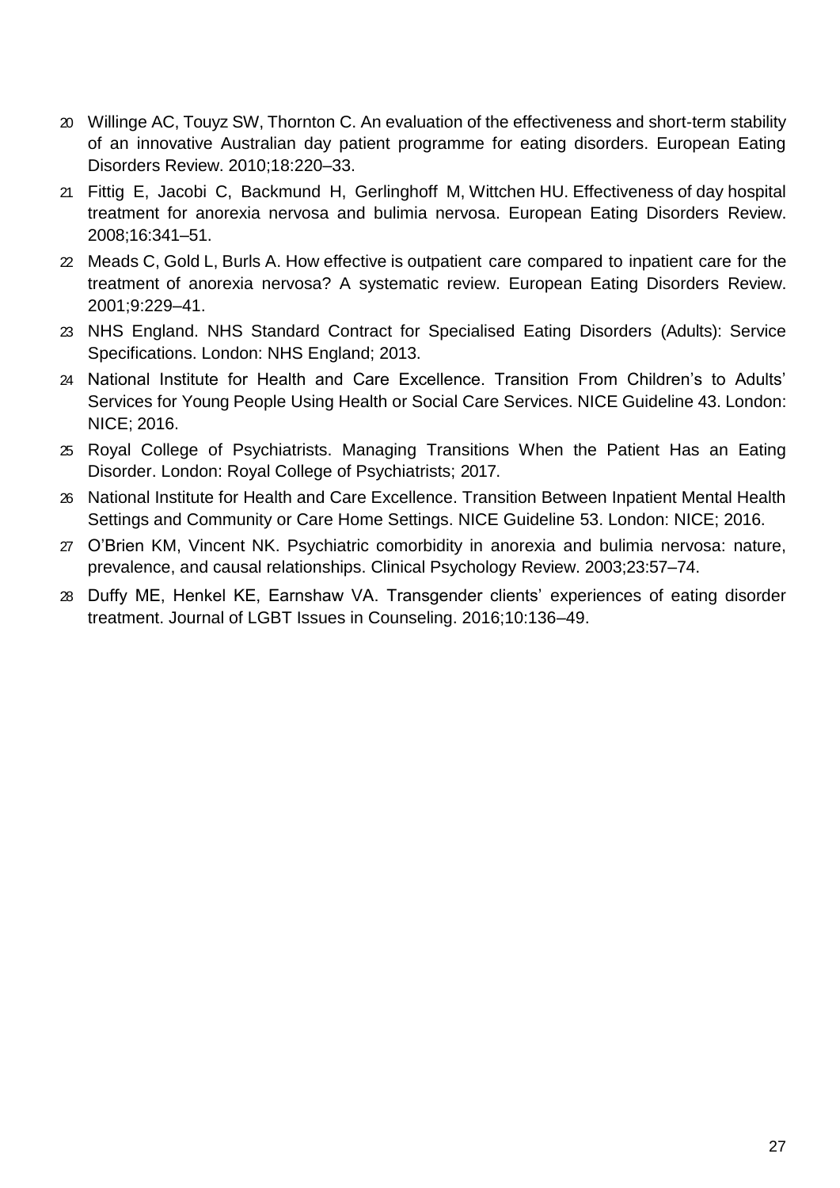20 Willinge AC, Touyz SW, Thornton C. An evaluation of the effectiveness and short-term stability of an innovative Australian day patient programme for eating disorders. European Eating Disorders Review. 2010;18:220–33.

21 Fittig E, Jacobi C, Backmund H, Gerlinghoff M, Wittchen HU. Effectiveness of day hospital treatment for anorexia nervosa and bulimia nervosa. European Eating Disorders Review. 2008;16:341–51.

22 Meads C, Gold L, Burls A. How effective is outpatient care compared to inpatient care for the treatment of anorexia nervosa? A systematic review. European Eating Disorders Review. 2001;9:229–41.

23 NHS England. NHS Standard Contract for Specialised Eating Disorders (Adults): Service Specifications. London: NHS England; 2013.

24 National Institute for Health and Care Excellence. Transition From Children's to Adults' Services for Young People Using Health or Social Care Services. NICE Guideline 43. London: NICE; 2016.

25 Royal College of Psychiatrists. Managing Transitions When the Patient Has an Eating Disorder. London: Royal College of Psychiatrists; 2017.

26 National Institute for Health and Care Excellence. Transition Between Inpatient Mental Health Settings and Community or Care Home Settings. NICE Guideline 53. London: NICE; 2016.

27 O'Brien KM, Vincent NK. Psychiatric comorbidity in anorexia and bulimia nervosa: nature, prevalence, and causal relationships. Clinical Psychology Review. 2003;23:57–74.

28 Duffy ME, Henkel KE, Earnshaw VA. Transgender clients' experiences of eating disorder treatment. Journal of LGBT Issues in Counseling. 2016;10:136–49.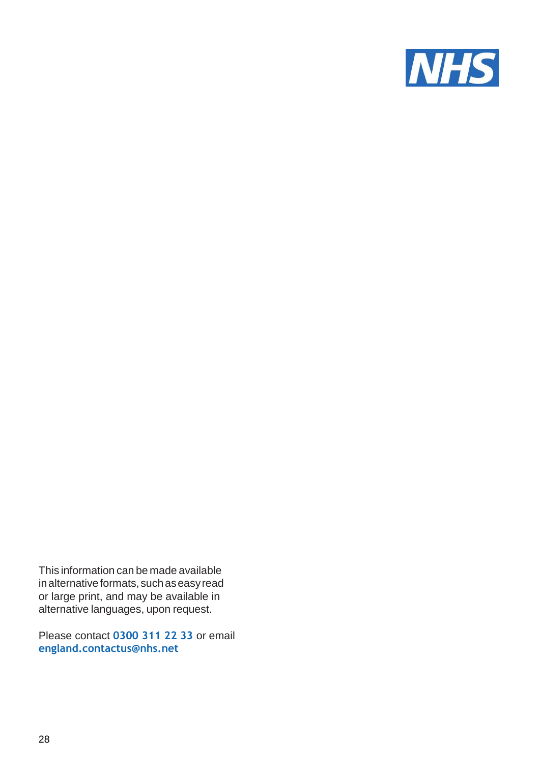This information can be made available in alternative formats, such as easy read or large print, and may be available in alternative languages, upon request.

Please contact **0300 311 22 33** or email **england.contactus@nhs.net**